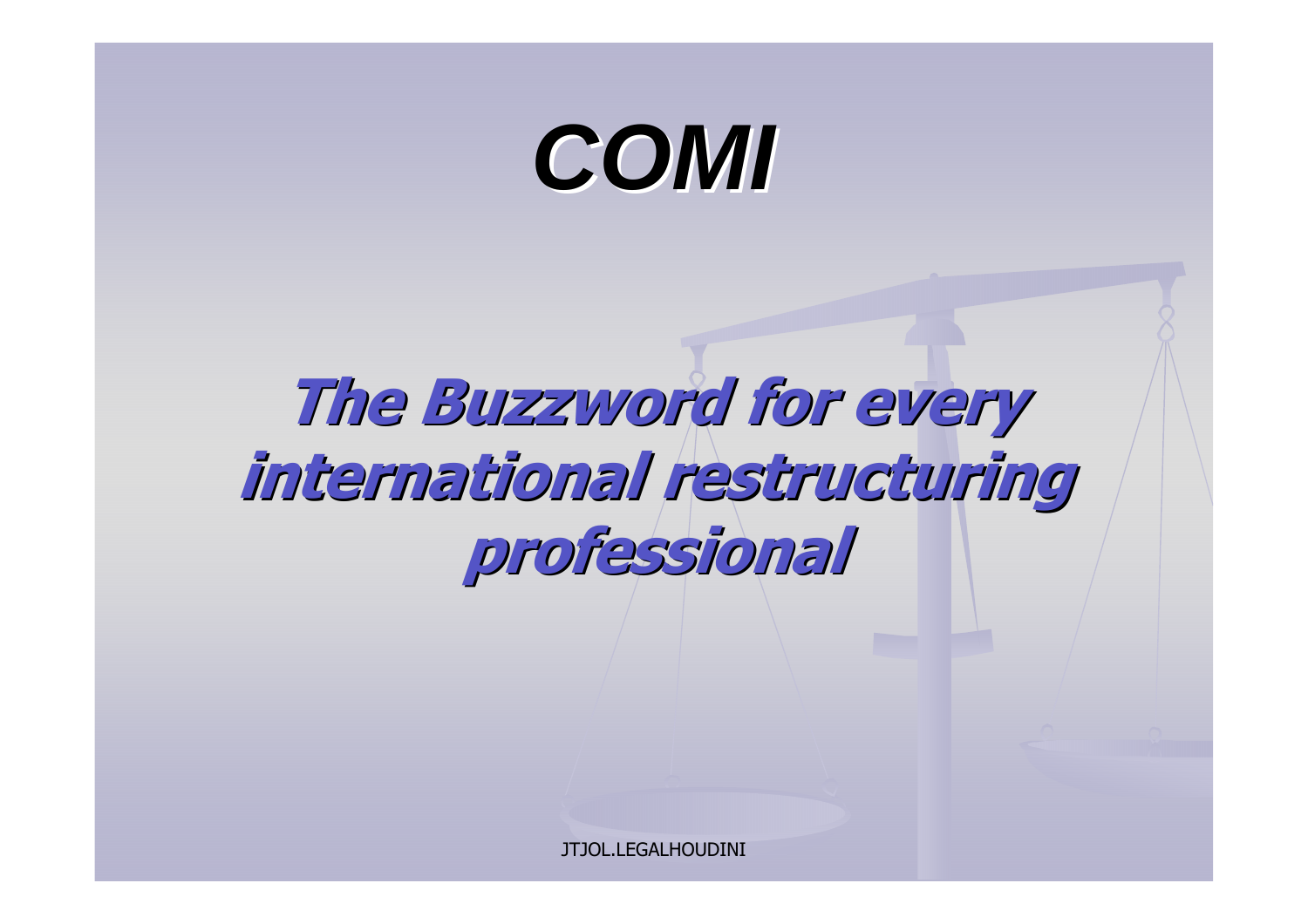# *COMI*

## ***The Buzzword for every international restructuring professional***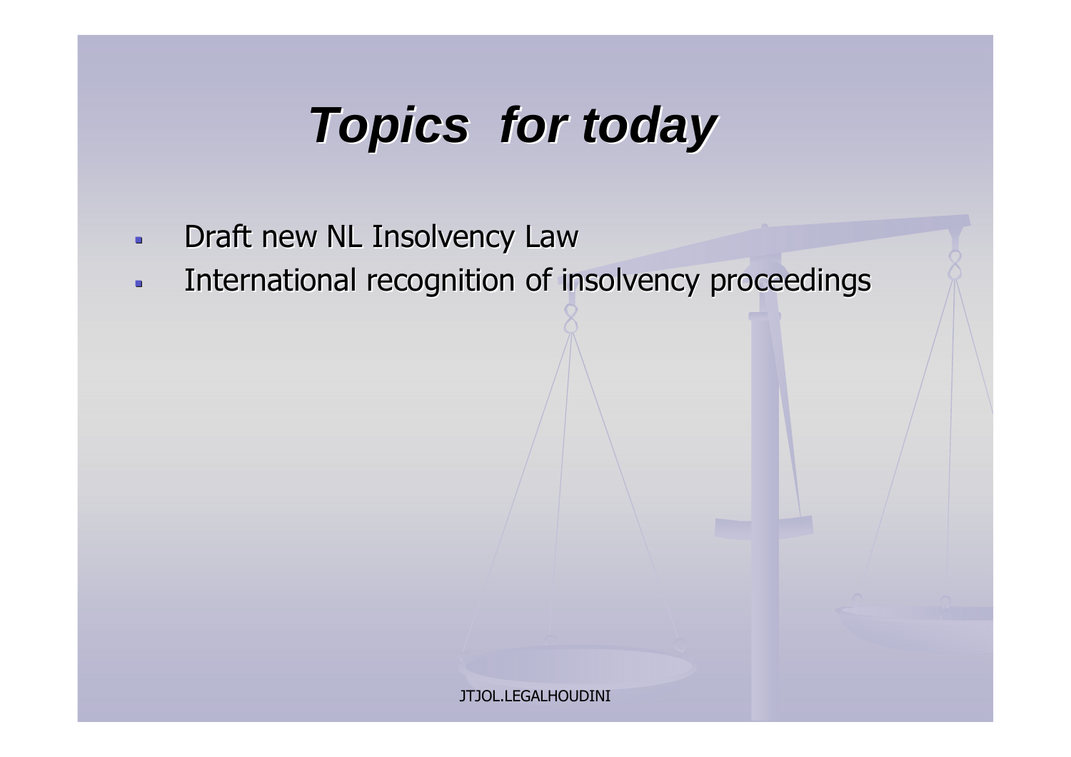# *Topics for today*

- Draft new NL Insolvency Law
- International recognition of insolvency proceedings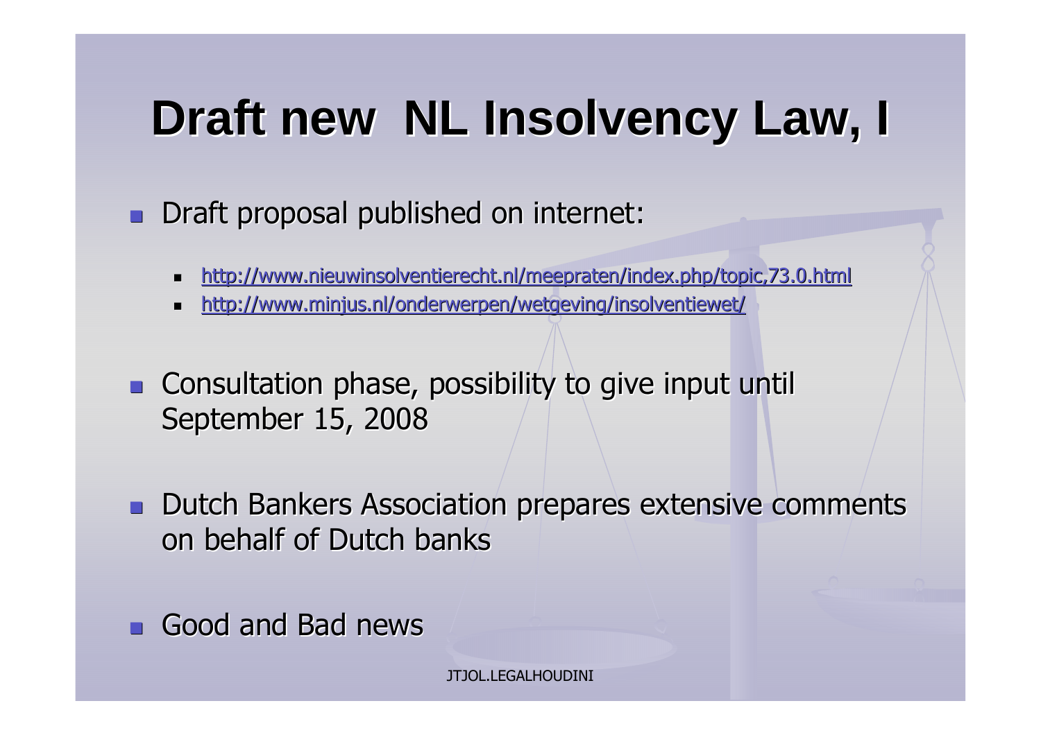# Draft new NL Insolvency Law, I

- Draft proposal published on internet:
  - http://www.nieuwinsolventierecht.nl/meepraten/index.php/topic,73.0.html
  - http://www.minjus.nl/onderwerpen/wetgeving/insolventiewet/
- Consultation phase, possibility to give input until September 15, 2008
- Dutch Bankers Association prepares extensive comments on behalf of Dutch banks
- Good and Bad news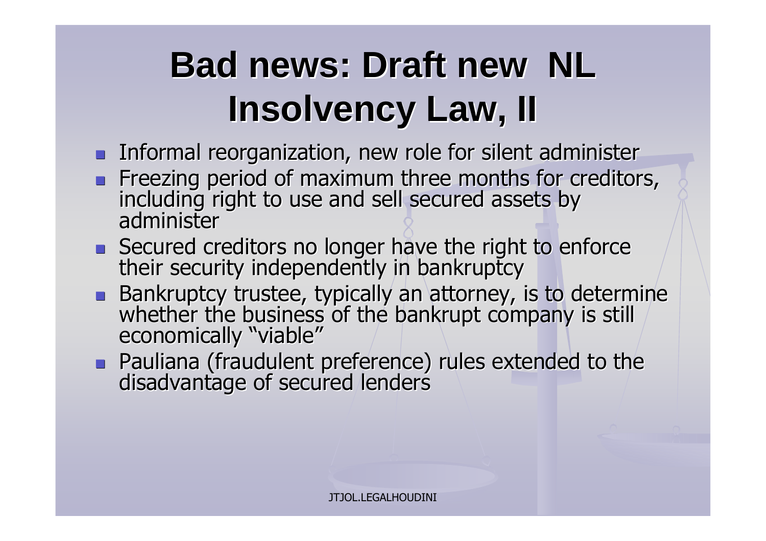# Bad news: Draft new NL Insolvency Law, II

- Informal reorganization, new role for silent administer
- Freezing period of maximum three months for creditors, including right to use and sell secured assets by administer
- Secured creditors no longer have the right to enforce their security independently in bankruptcy
- Bankruptcy trustee, typically an attorney, is to determine whether the business of the bankrupt company is still economically "viable"
- Pauliana (fraudulent preference) rules extended to the disadvantage of secured lenders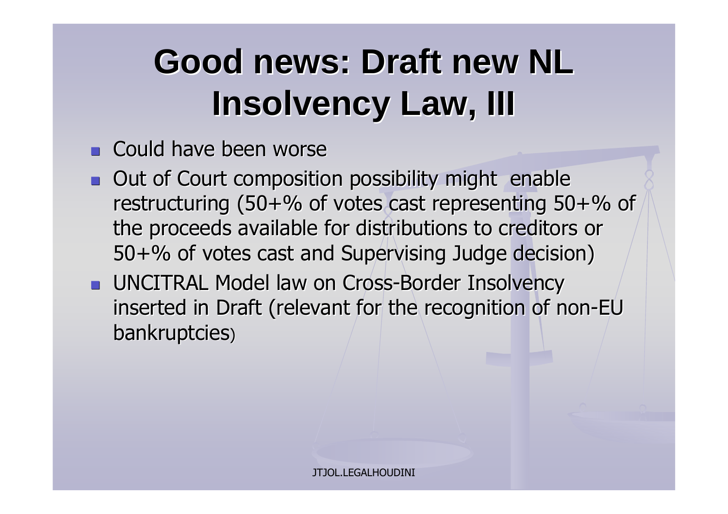# Good news: Draft new NL Insolvency Law, III

- Could have been worse
- Out of Court composition possibility might enable restructuring (50+% of votes cast representing 50+% of the proceeds available for distributions to creditors or 50+% of votes cast and Supervising Judge decision)
- UNCITRAL Model law on Cross-Border Insolvency inserted in Draft (relevant for the recognition of non-EU bankruptcies)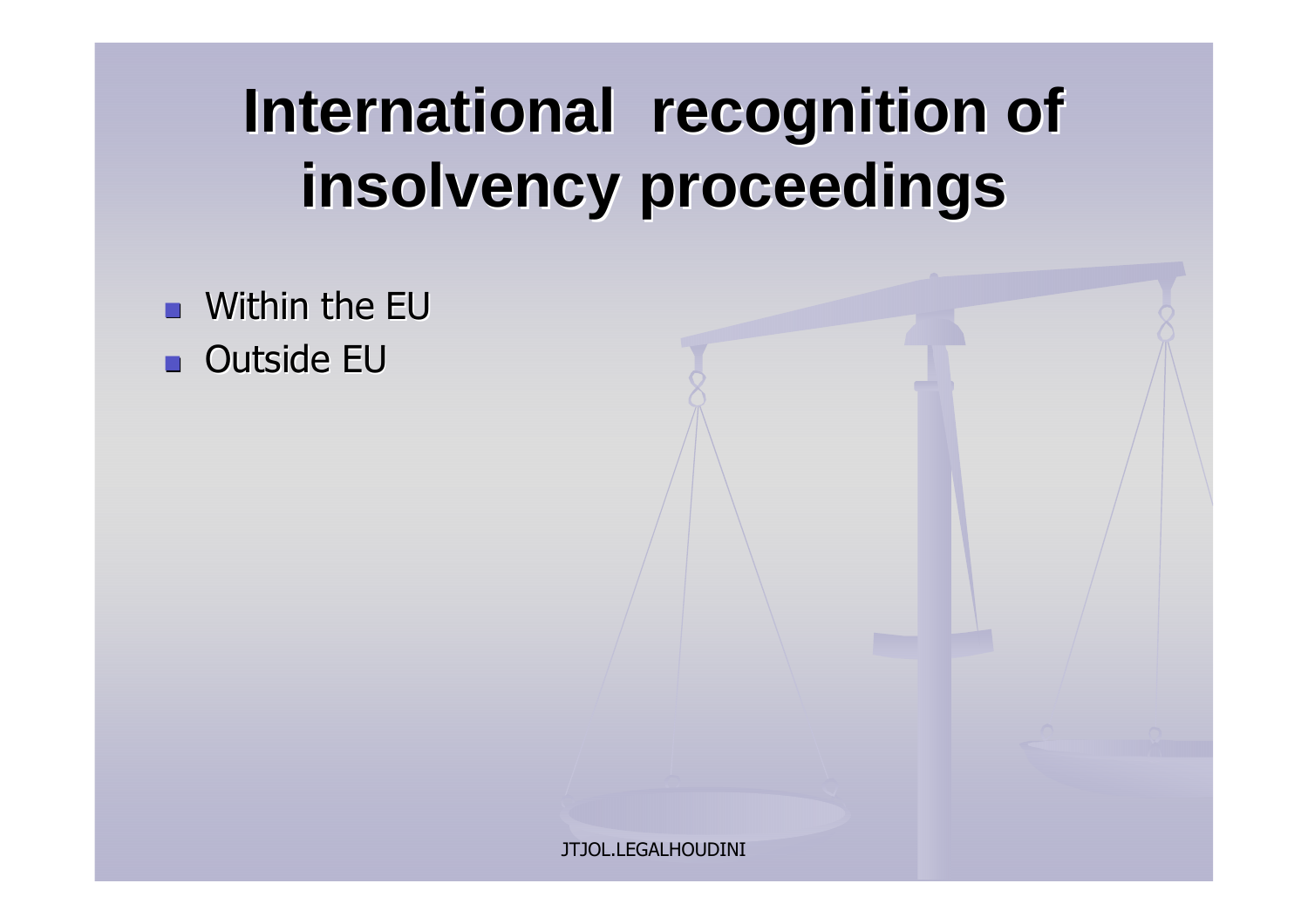# International recognition of insolvency proceedings

- Within the EU
- Outside EU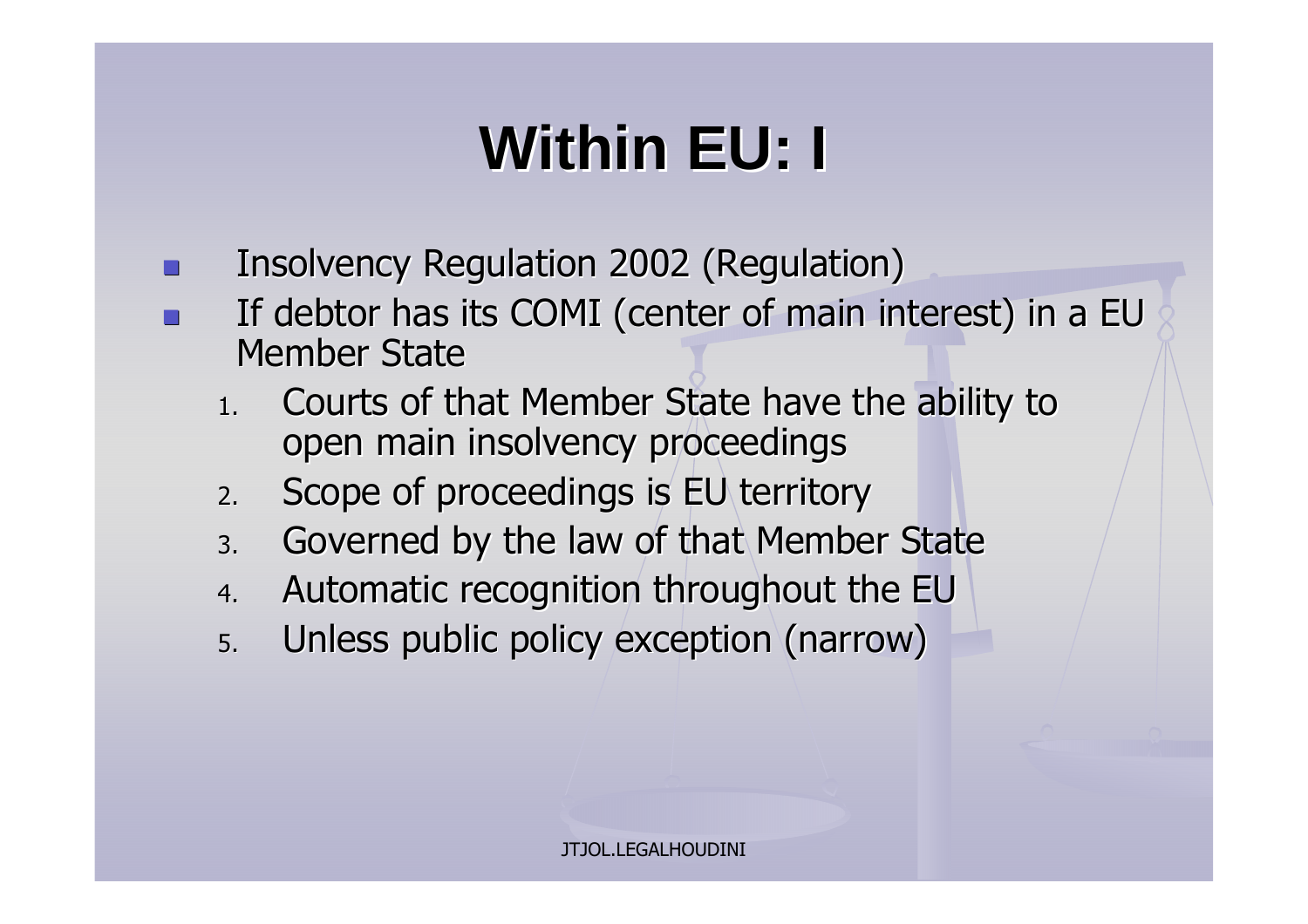# Within EU: I

- Insolvency Regulation 2002 (Regulation)
- If debtor has its COMI (center of main interest) in a EU Member State
  1. Courts of that Member State have the ability to open main insolvency proceedings
  2. Scope of proceedings is EU territory
  3. Governed by the law of that Member State
  4. Automatic recognition throughout the EU
  5. Unless public policy exception (narrow)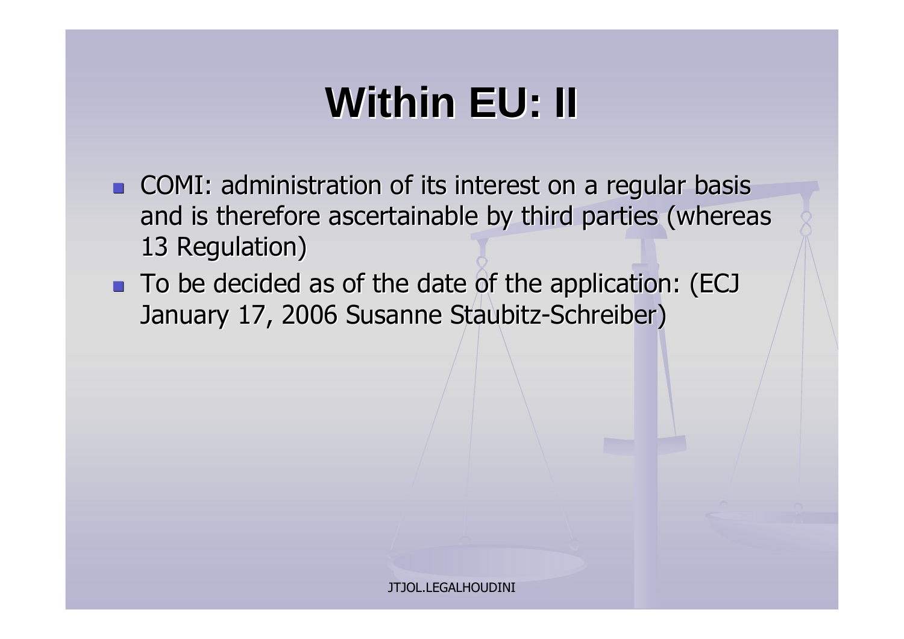# Within EU: II

- COMI: administration of its interest on a regular basis and is therefore ascertainable by third parties (whereas 13 Regulation)
- To be decided as of the date of the application: (ECJ January 17, 2006 Susanne Staubitz-Schreiber)

JTJOL.LEGALHOUDINI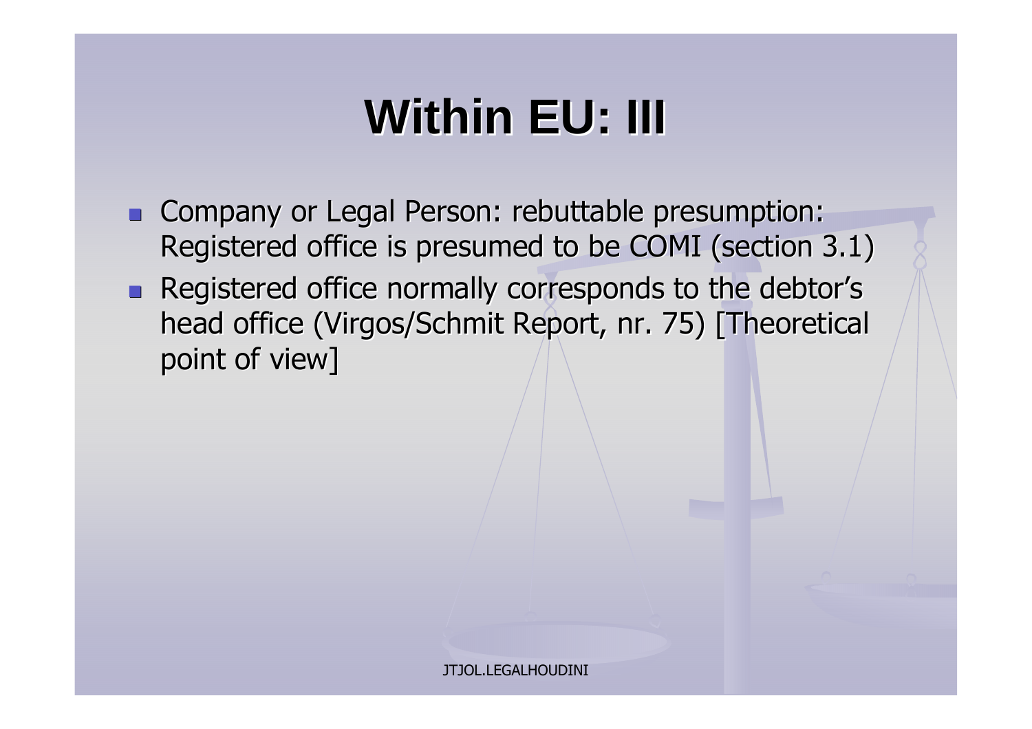# Within EU: III

- Company or Legal Person: rebuttable presumption: Registered office is presumed to be COMI (section 3.1)
- Registered office normally corresponds to the debtor's head office (Virgos/Schmit Report, nr. 75) [Theoretical point of view]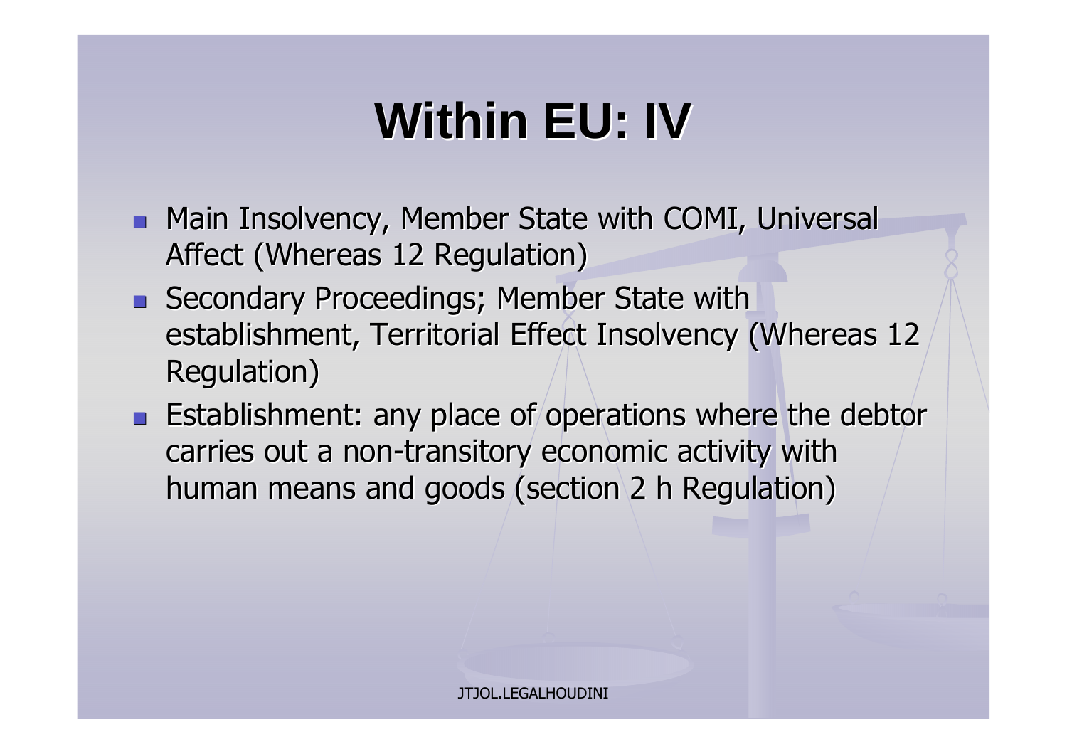# Within EU: IV

- Main Insolvency, Member State with COMI, Universal Affect (Whereas 12 Regulation)
- Secondary Proceedings; Member State with establishment, Territorial Effect Insolvency (Whereas 12 Regulation)
- Establishment: any place of operations where the debtor carries out a non-transitory economic activity with human means and goods (section 2 h Regulation)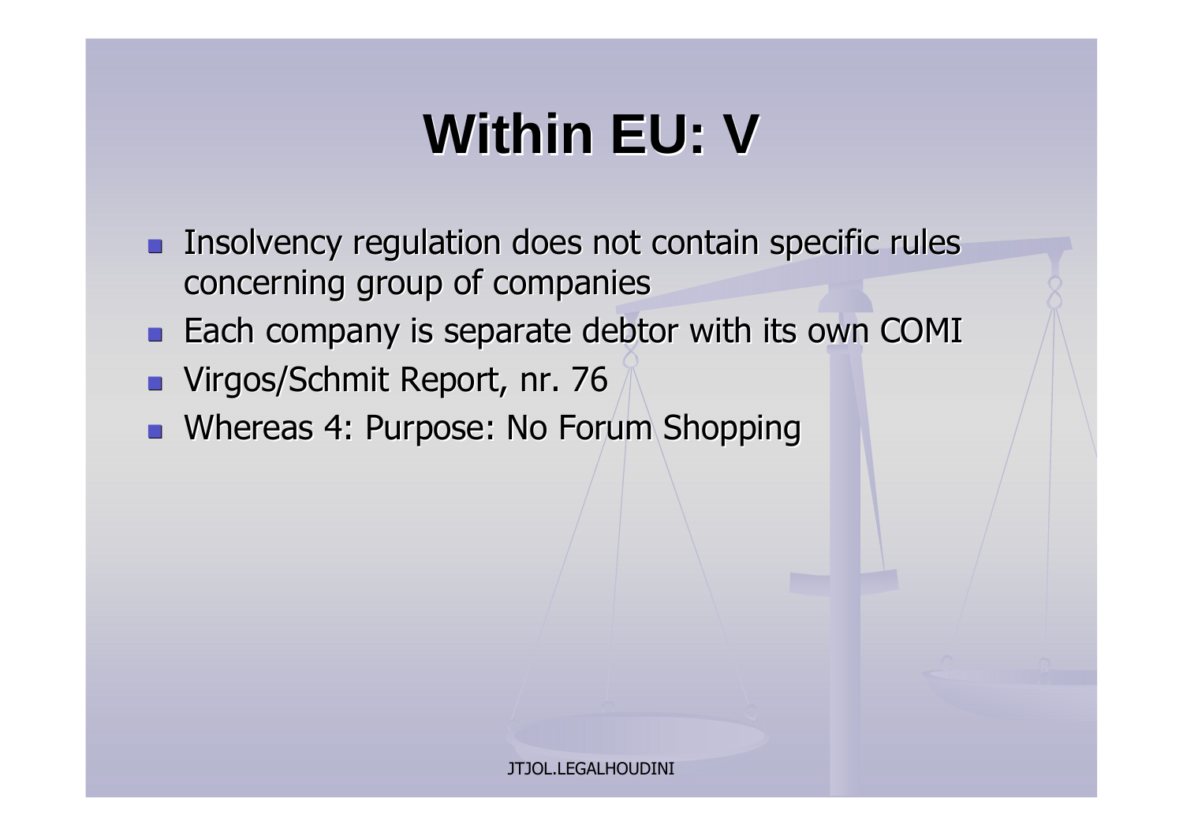# Within EU: V

- Insolvency regulation does not contain specific rules concerning group of companies
- Each company is separate debtor with its own COMI
- Virgos/Schmit Report, nr. 76
- Whereas 4: Purpose: No Forum Shopping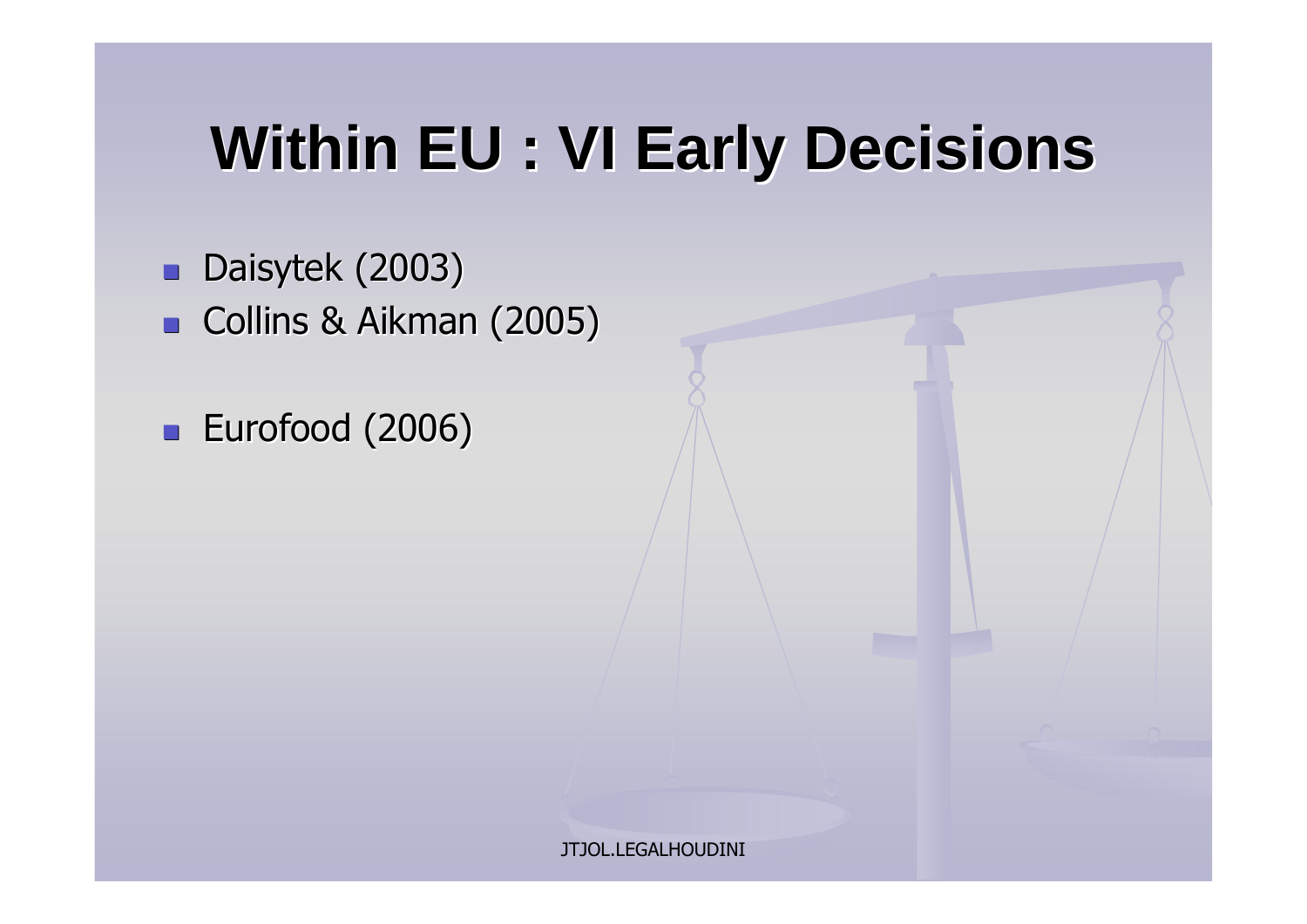# Within EU : VI Early Decisions

- Daisytek (2003)
- Collins & Aikman (2005)
- Eurofood (2006)

JTJOL.LEGALHOUDINI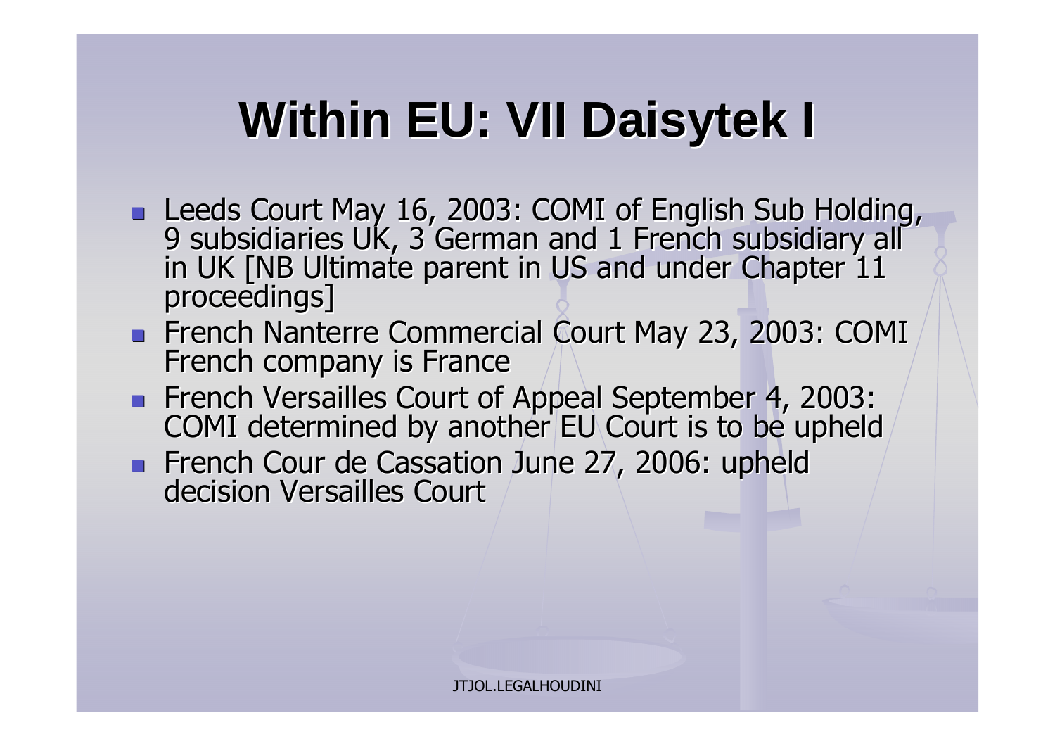# Within EU: VII Daisytek I

- Leeds Court May 16, 2003: COMI of English Sub Holding, 9 subsidiaries UK, 3 German and 1 French subsidiary all in UK [NB Ultimate parent in US and under Chapter 11 proceedings]
- French Nanterre Commercial Court May 23, 2003: COMI French company is France
- French Versailles Court of Appeal September 4, 2003: COMI determined by another EU Court is to be upheld
- French Cour de Cassation June 27, 2006: upheld decision Versailles Court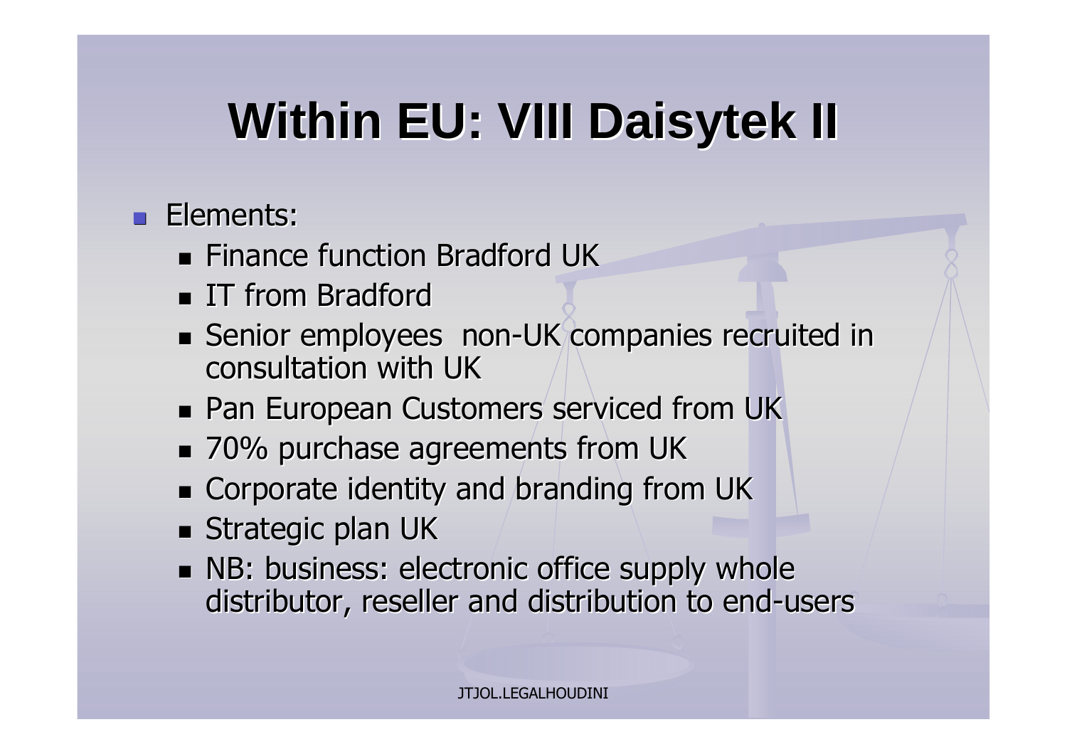# Within EU: VIII Daisytek II

- Elements:
  - Finance function Bradford UK
  - IT from Bradford
  - Senior employees non-UK companies recruited in consultation with UK
  - Pan European Customers serviced from UK
  - 70% purchase agreements from UK
  - Corporate identity and branding from UK
  - Strategic plan UK
  - NB: business: electronic office supply whole distributor, reseller and distribution to end-users

JTJOL.LEGALHOUDINI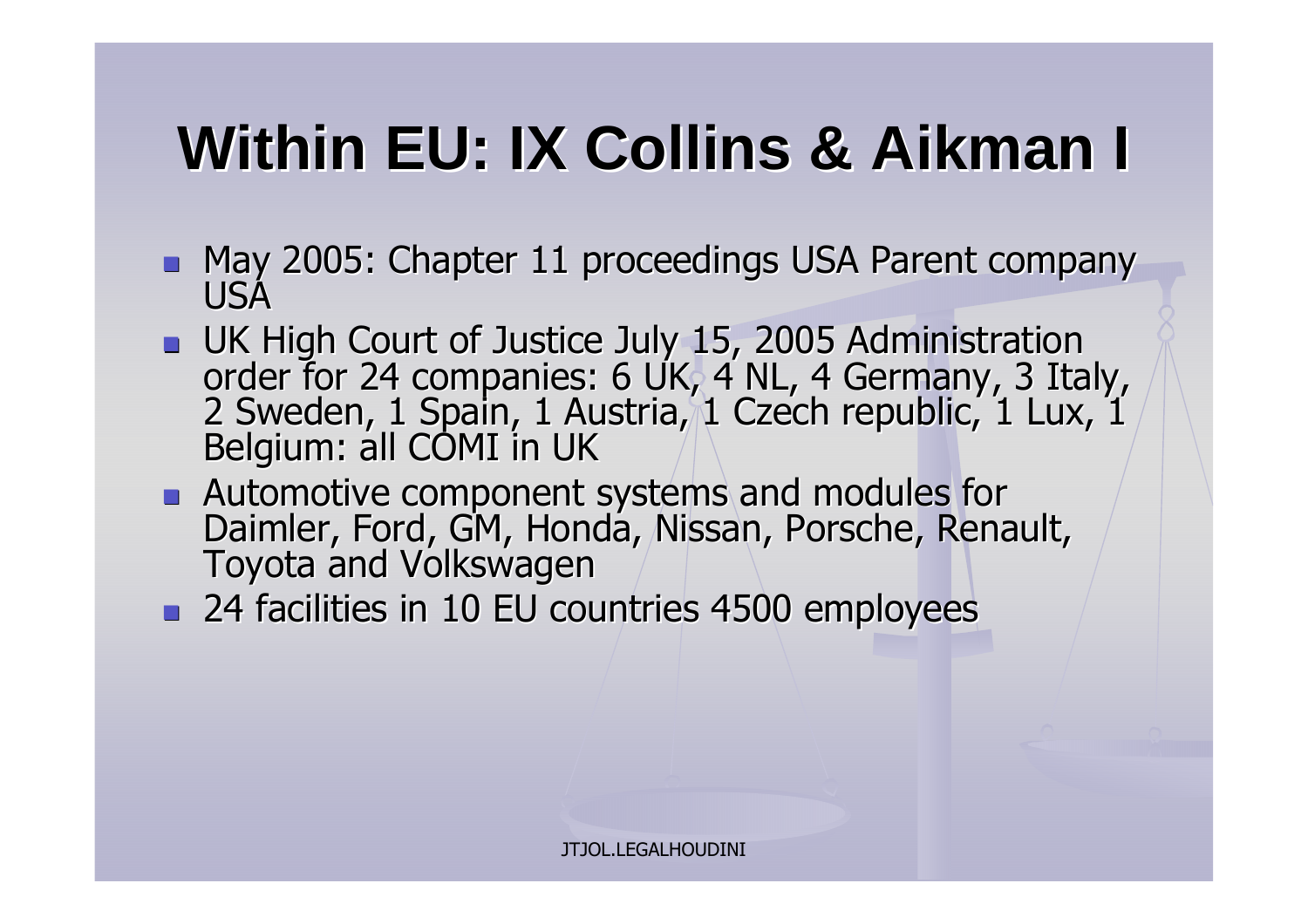# Within EU: IX Collins & Aikman I

- May 2005: Chapter 11 proceedings USA Parent company USA
- UK High Court of Justice July 15, 2005 Administration order for 24 companies: 6 UK, 4 NL, 4 Germany, 3 Italy, 2 Sweden, 1 Spain, 1 Austria, 1 Czech republic, 1 Lux, 1 Belgium: all COMI in UK
- Automotive component systems and modules for Daimler, Ford, GM, Honda, Nissan, Porsche, Renault, Toyota and Volkswagen
- 24 facilities in 10 EU countries 4500 employees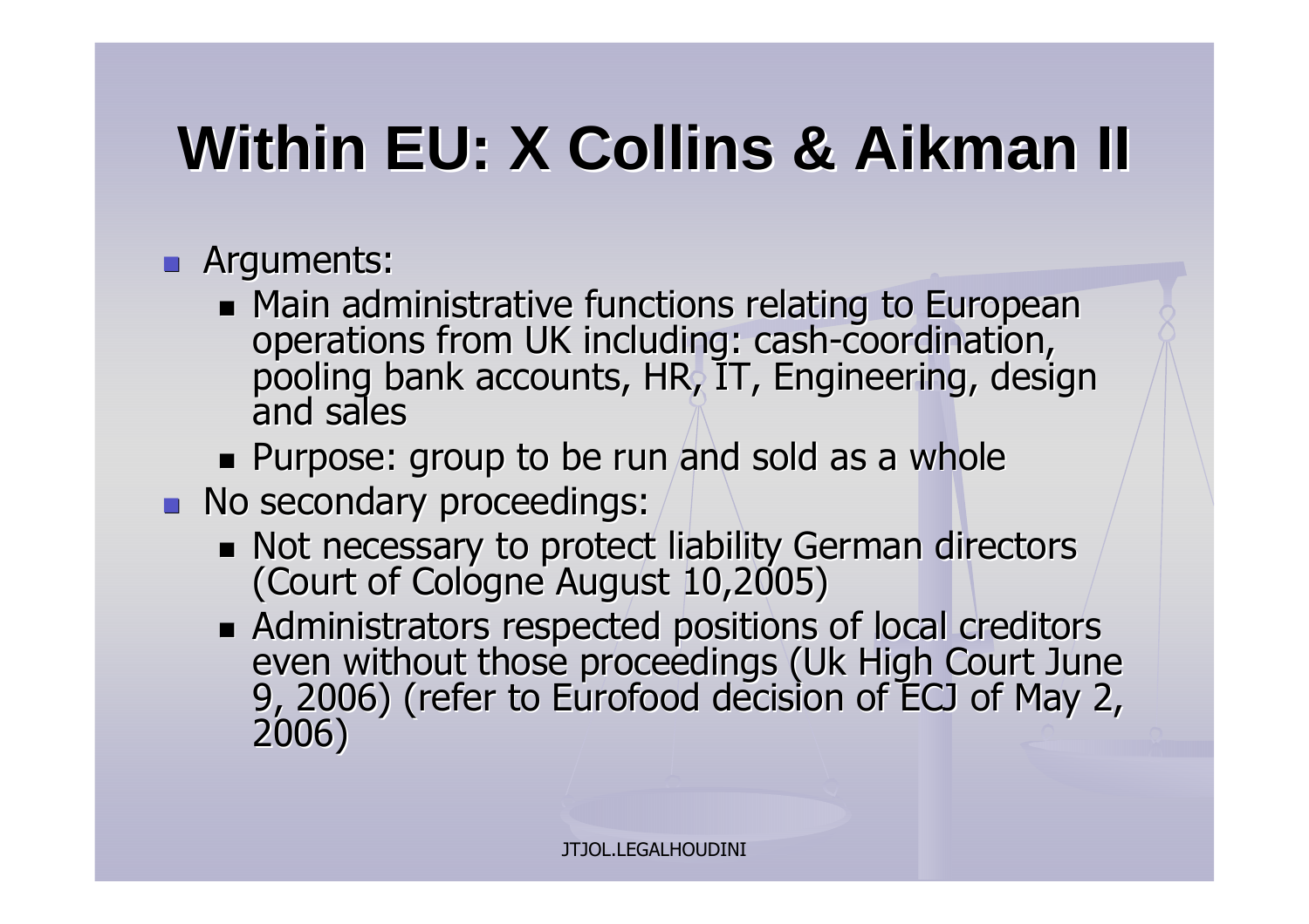# Within EU: X Collins & Aikman II

- Arguments:
  - Main administrative functions relating to European operations from UK including: cash-coordination, pooling bank accounts, HR, IT, Engineering, design and sales
  - Purpose: group to be run and sold as a whole
- No secondary proceedings:
  - Not necessary to protect liability German directors (Court of Cologne August 10,2005)
  - Administrators respected positions of local creditors even without those proceedings (Uk High Court June 9, 2006) (refer to Eurofood decision of ECJ of May 2, 2006)

JTJOL.LEGALHOUDINI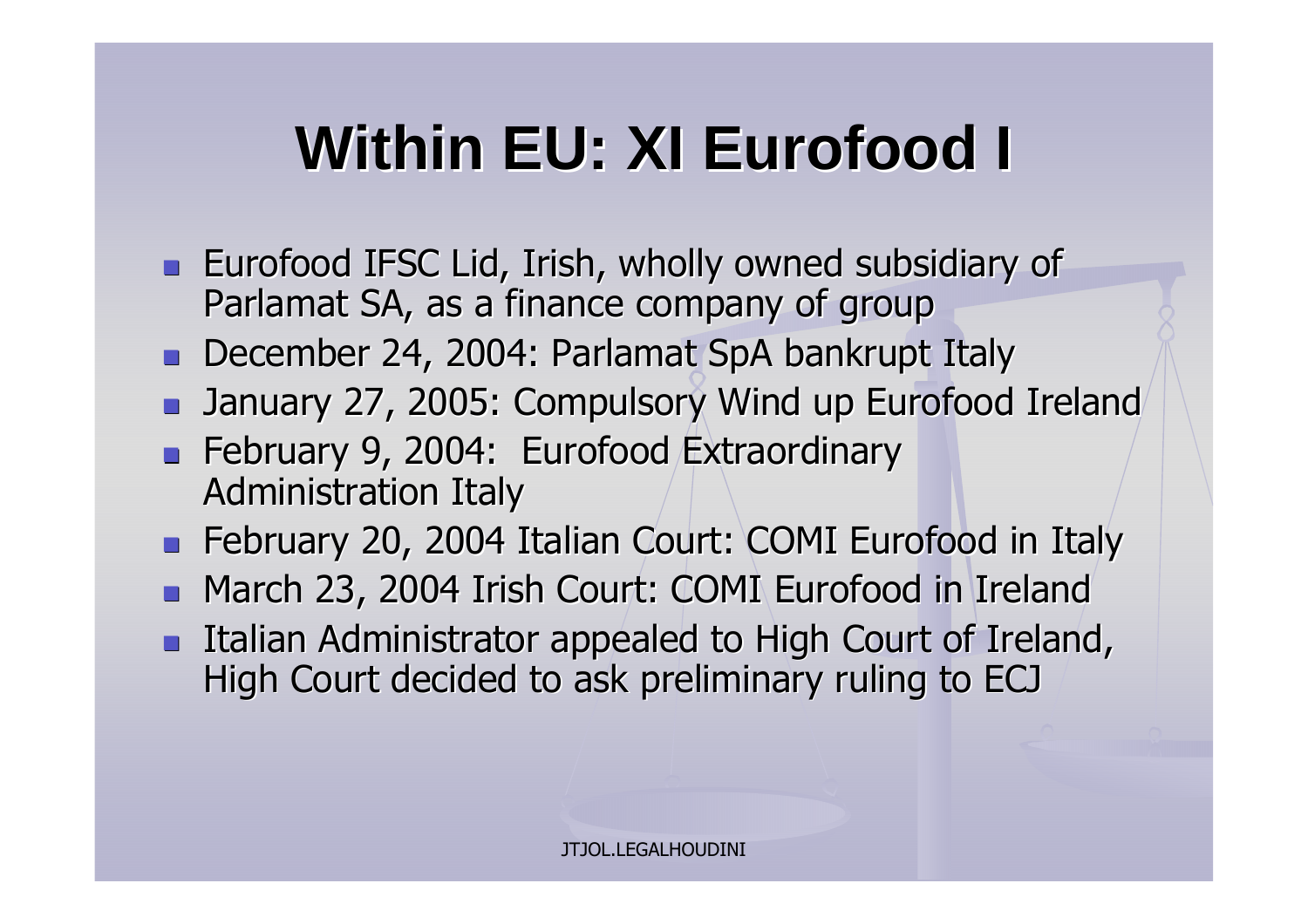# Within EU: XI Eurofood I

- Eurofood IFSC Lid, Irish, wholly owned subsidiary of Parlamat SA, as a finance company of group
- December 24, 2004: Parlamat SpA bankrupt Italy
- January 27, 2005: Compulsory Wind up Eurofood Ireland
- February 9, 2004: Eurofood Extraordinary Administration Italy
- February 20, 2004 Italian Court: COMI Eurofood in Italy
- March 23, 2004 Irish Court: COMI Eurofood in Ireland
- Italian Administrator appealed to High Court of Ireland, High Court decided to ask preliminary ruling to ECJ

JTJOL.LEGALHOUDINI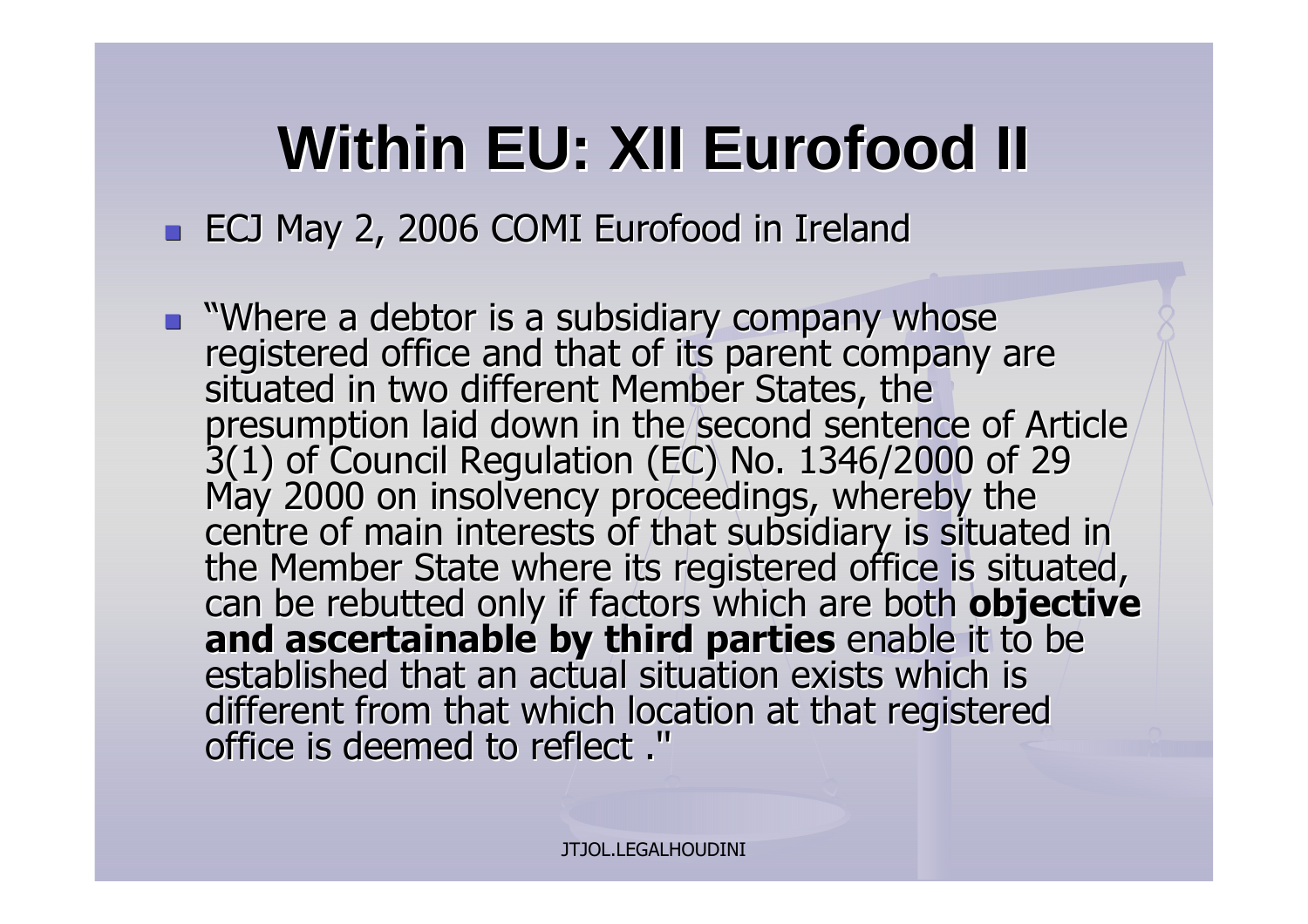# Within EU: XII Eurofood II

- ECJ May 2, 2006 COMI Eurofood in Ireland

- "Where a debtor is a subsidiary company whose registered office and that of its parent company are situated in two different Member States, the presumption laid down in the second sentence of Article 3(1) of Council Regulation (EC) No. 1346/2000 of 29 May 2000 on insolvency proceedings, whereby the centre of main interests of that subsidiary is situated in the Member State where its registered office is situated, can be rebutted only if factors which are both **objective and ascertainable by third parties** enable it to be established that an actual situation exists which is different from that which location at that registered office is deemed to reflect ."

JTJOL.LEGALHOUDINI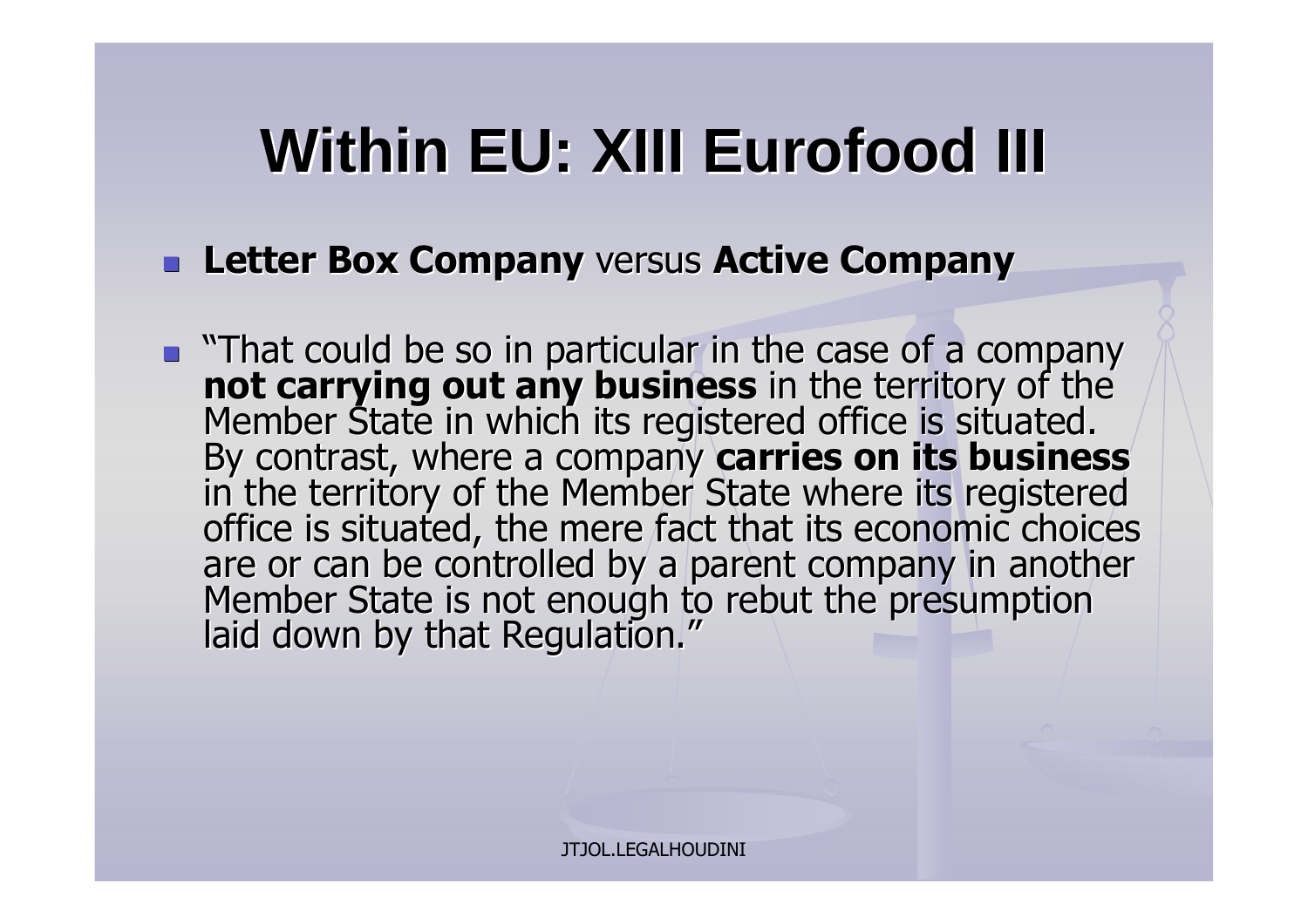# Within EU: XIII Eurofood III

- **Letter Box Company** versus **Active Company**

- "That could be so in particular in the case of a company **not carrying out any business** in the territory of the Member State in which its registered office is situated. By contrast, where a company **carries on its business** in the territory of the Member State where its registered office is situated, the mere fact that its economic choices are or can be controlled by a parent company in another Member State is not enough to rebut the presumption laid down by that Regulation."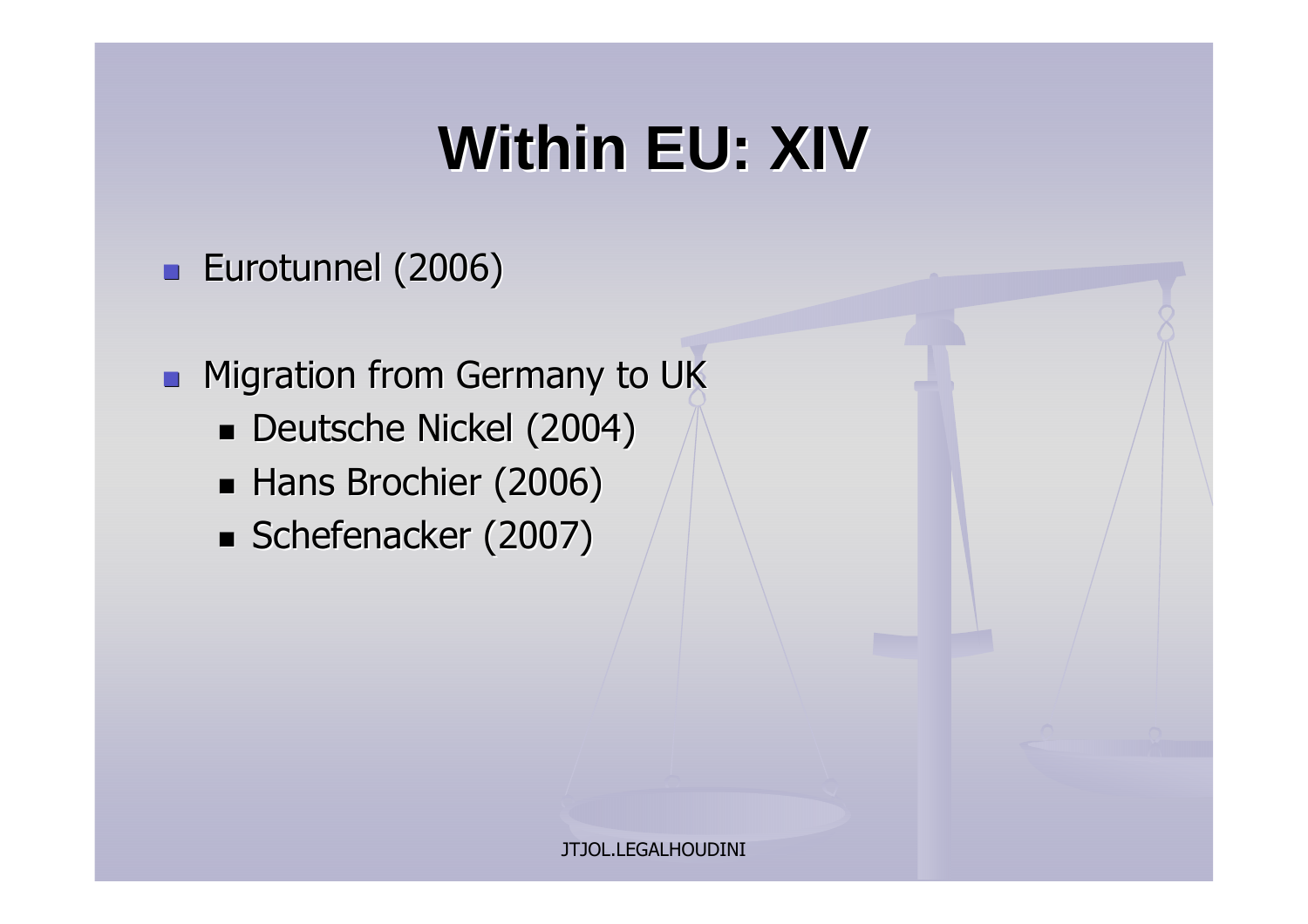# Within EU: XIV

- Eurotunnel (2006)

- Migration from Germany to UK
  - Deutsche Nickel (2004)
  - Hans Brochier (2006)
  - Schefenacker (2007)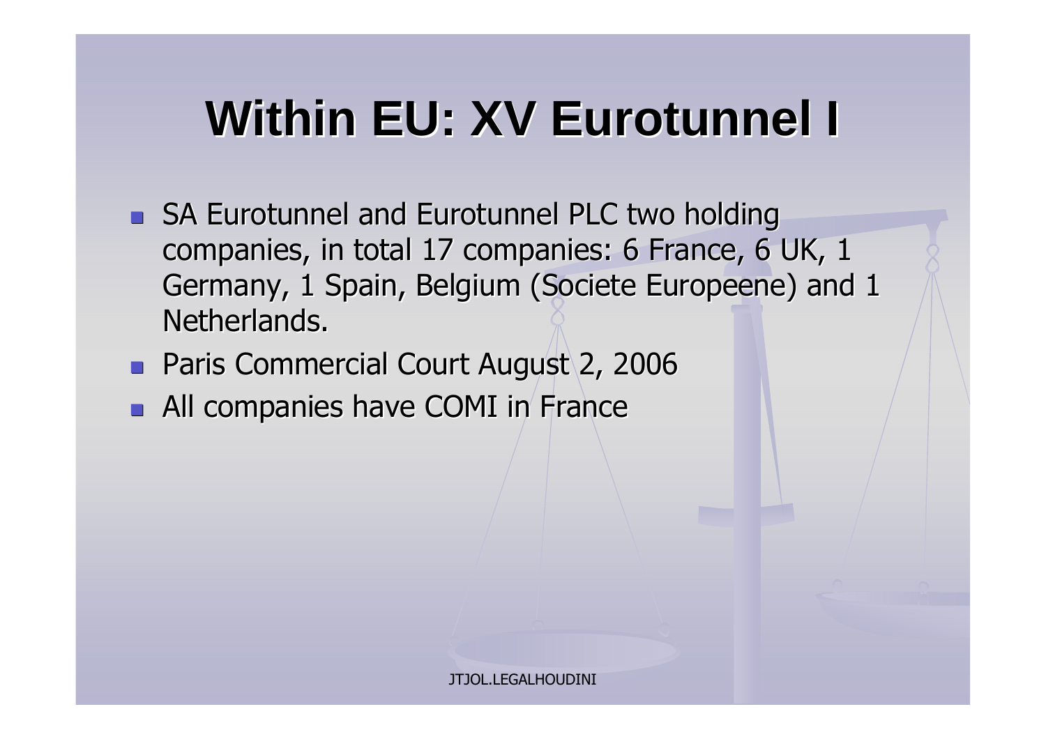# Within EU: XV Eurotunnel I

- SA Eurotunnel and Eurotunnel PLC two holding companies, in total 17 companies: 6 France, 6 UK, 1 Germany, 1 Spain, Belgium (Societe Europeene) and 1 Netherlands.
- Paris Commercial Court August 2, 2006
- All companies have COMI in France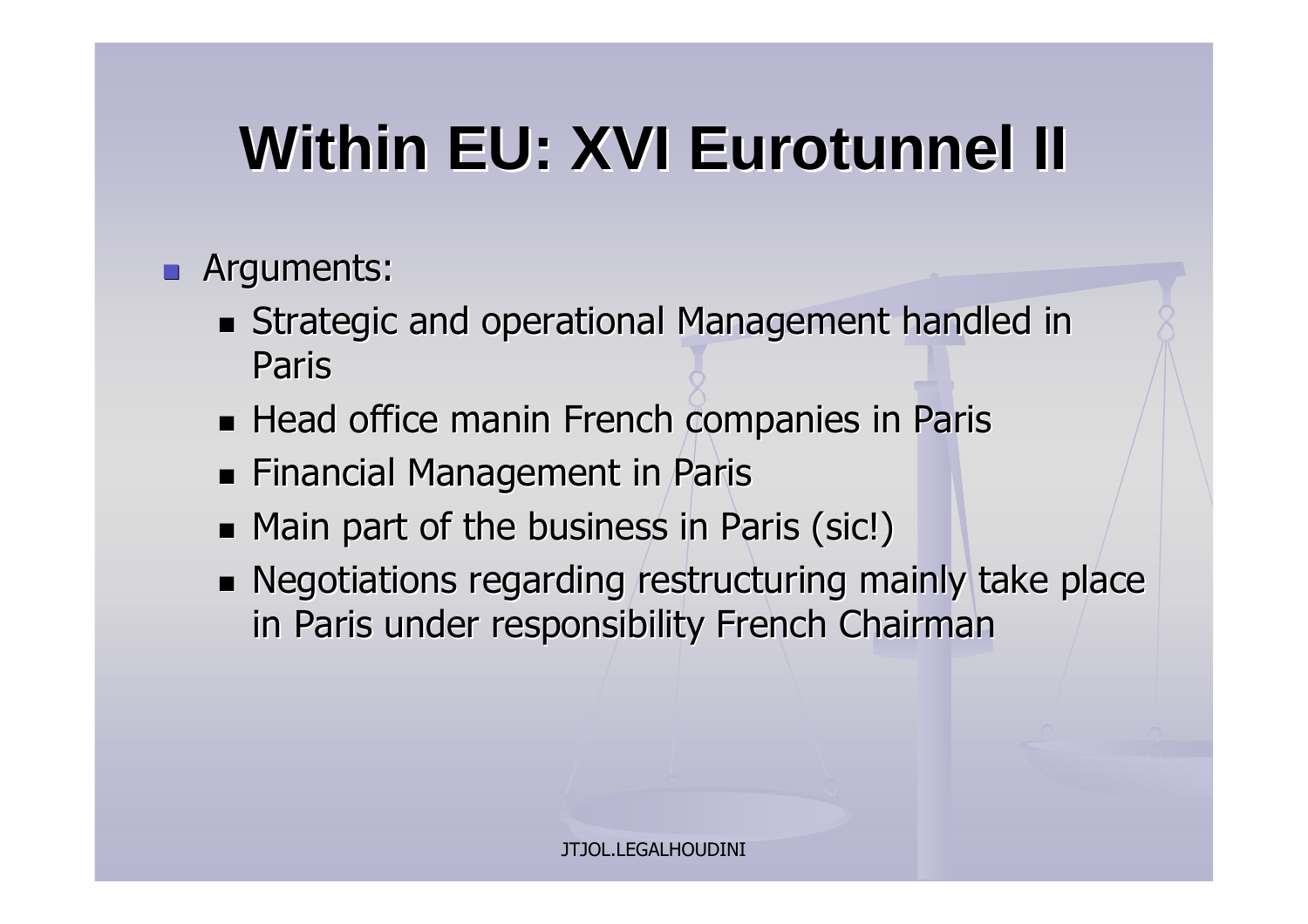# Within EU: XVI Eurotunnel II

- Arguments:
  - Strategic and operational Management handled in Paris
  - Head office manin French companies in Paris
  - Financial Management in Paris
  - Main part of the business in Paris (sic!)
  - Negotiations regarding restructuring mainly take place in Paris under responsibility French Chairman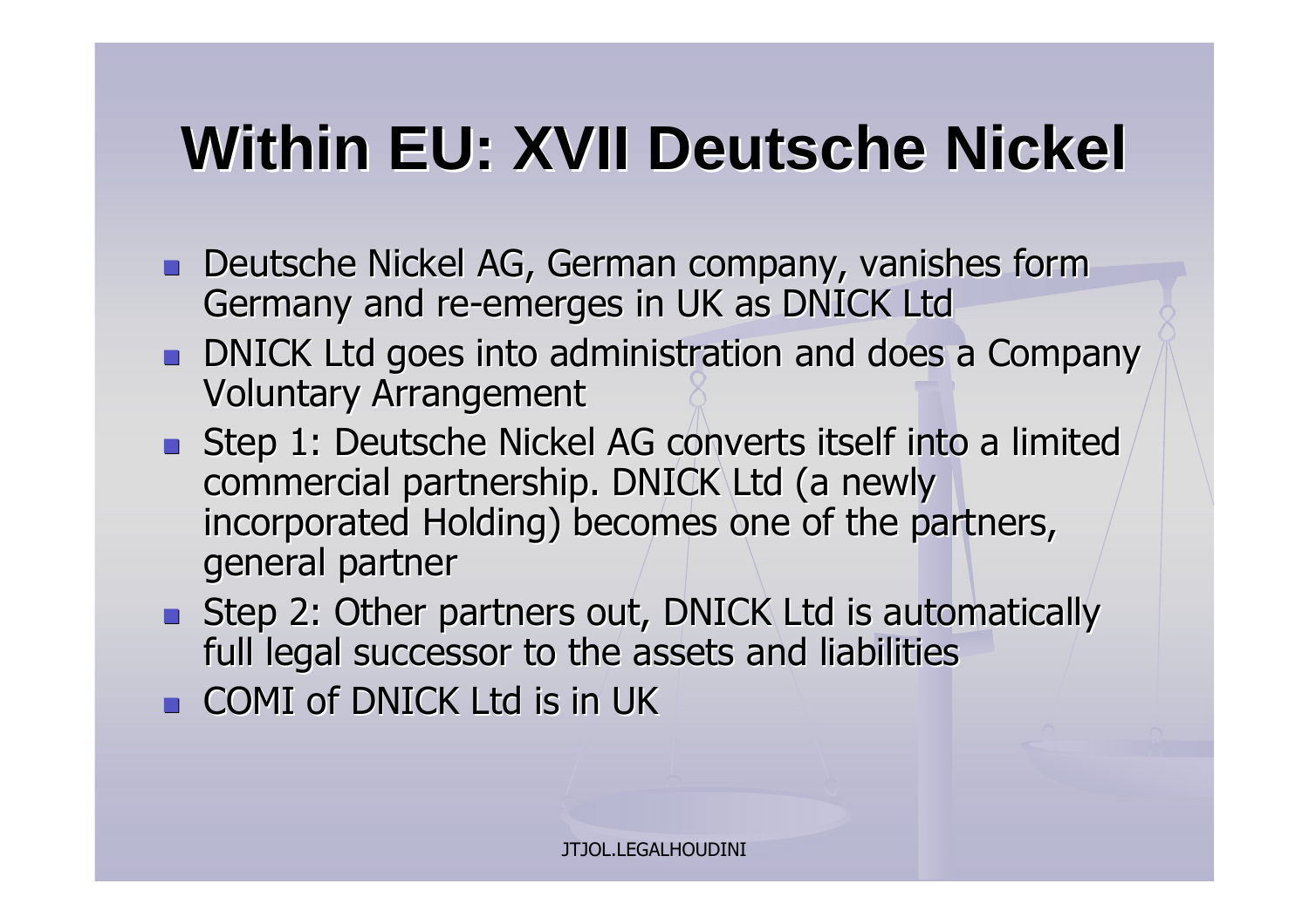# Within EU: XVII Deutsche Nickel

- Deutsche Nickel AG, German company, vanishes form Germany and re-emerges in UK as DNICK Ltd
- DNICK Ltd goes into administration and does a Company Voluntary Arrangement
- Step 1: Deutsche Nickel AG converts itself into a limited commercial partnership. DNICK Ltd (a newly incorporated Holding) becomes one of the partners, general partner
- Step 2: Other partners out, DNICK Ltd is automatically full legal successor to the assets and liabilities
- COMI of DNICK Ltd is in UK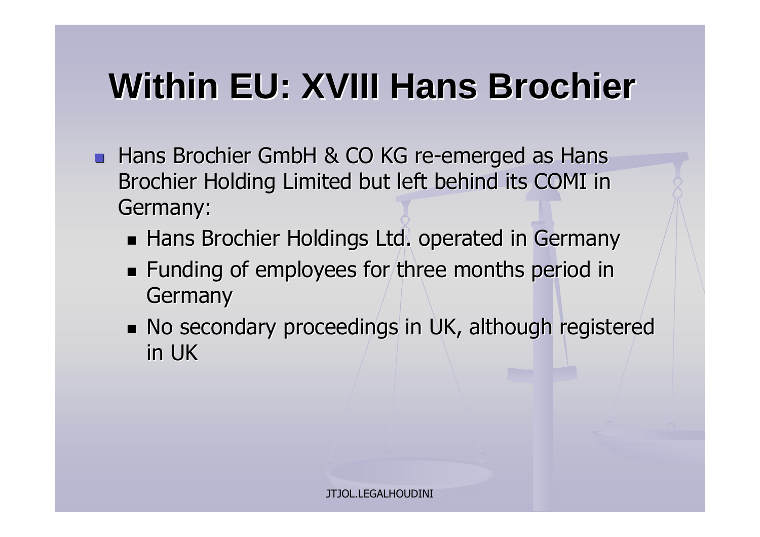# Within EU: XVIII Hans Brochier

- Hans Brochier GmbH & CO KG re-emerged as Hans Brochier Holding Limited but left behind its COMI in Germany:
  - Hans Brochier Holdings Ltd. operated in Germany
  - Funding of employees for three months period in Germany
  - No secondary proceedings in UK, although registered in UK

JTJOL.LEGALHOUDINI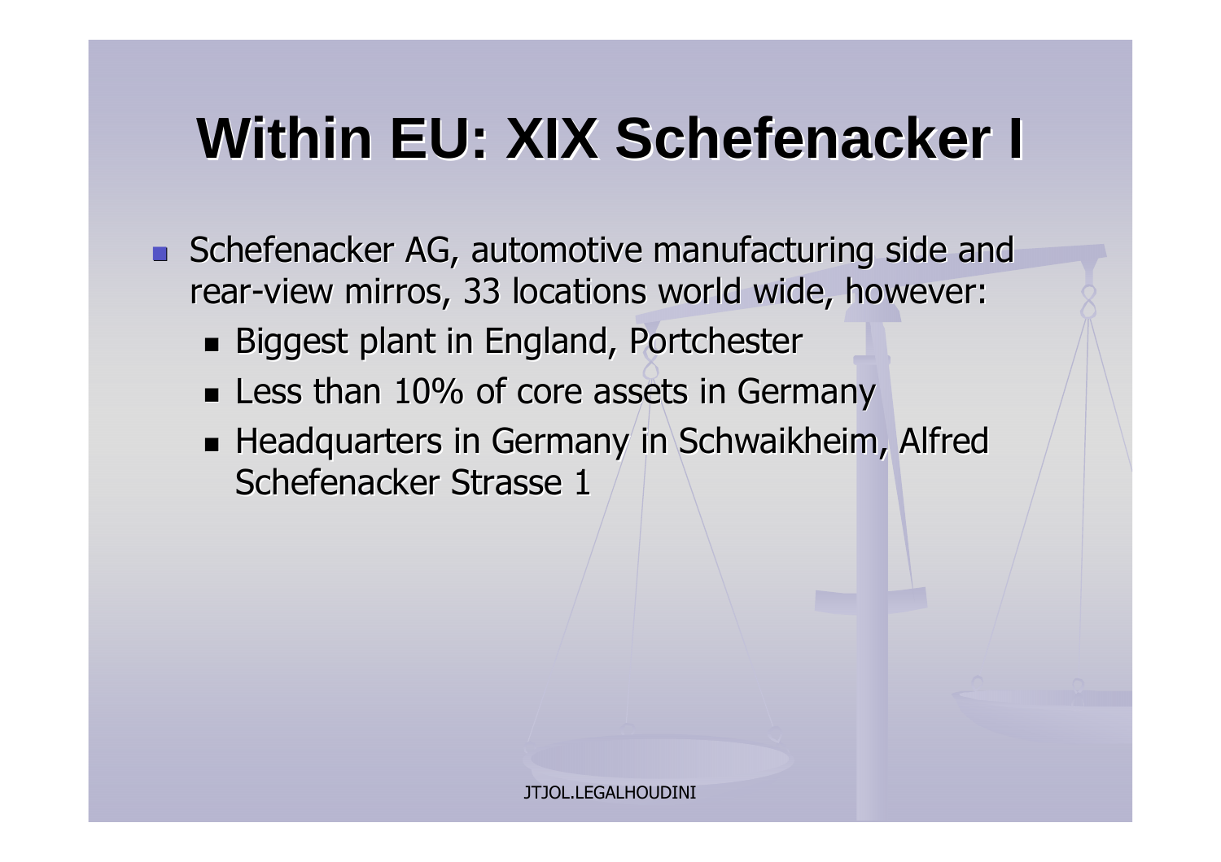# Within EU: XIX Schefenacker I

- Schefenacker AG, automotive manufacturing side and rear-view mirros, 33 locations world wide, however:
  - Biggest plant in England, Portchester
  - Less than 10% of core assets in Germany
  - Headquarters in Germany in Schwaikheim, Alfred Schefenacker Strasse 1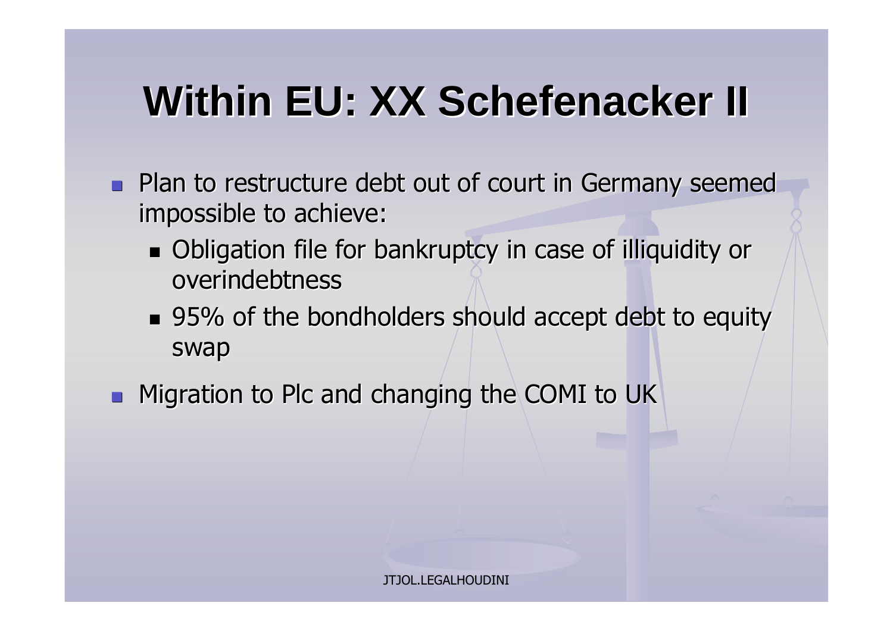# Within EU: XX Schefenacker II

- Plan to restructure debt out of court in Germany seemed impossible to achieve:
  - Obligation file for bankruptcy in case of illiquidity or overindebtness
  - 95% of the bondholders should accept debt to equity swap
- Migration to Plc and changing the COMI to UK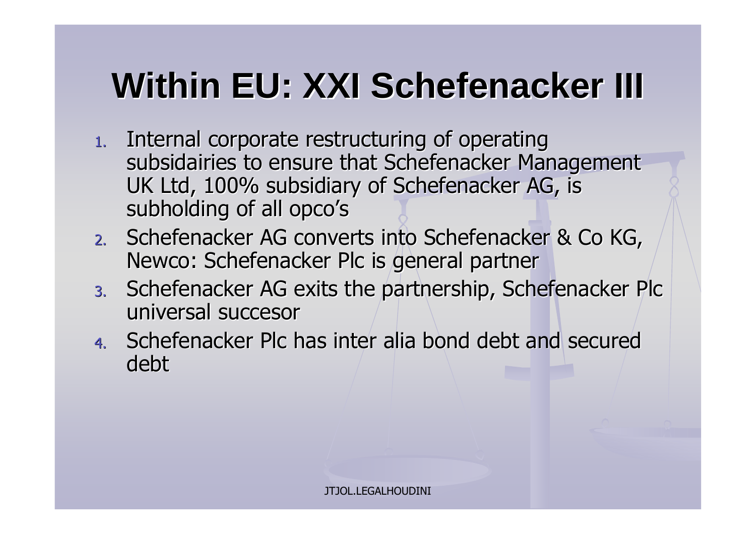# Within EU: XXI Schefenacker III

1. Internal corporate restructuring of operating subsidairies to ensure that Schefenacker Management UK Ltd, 100% subsidiary of Schefenacker AG, is subholding of all opco's
2. Schefenacker AG converts into Schefenacker & Co KG, Newco: Schefenacker Plc is general partner
3. Schefenacker AG exits the partnership, Schefenacker Plc universal succesor
4. Schefenacker Plc has inter alia bond debt and secured debt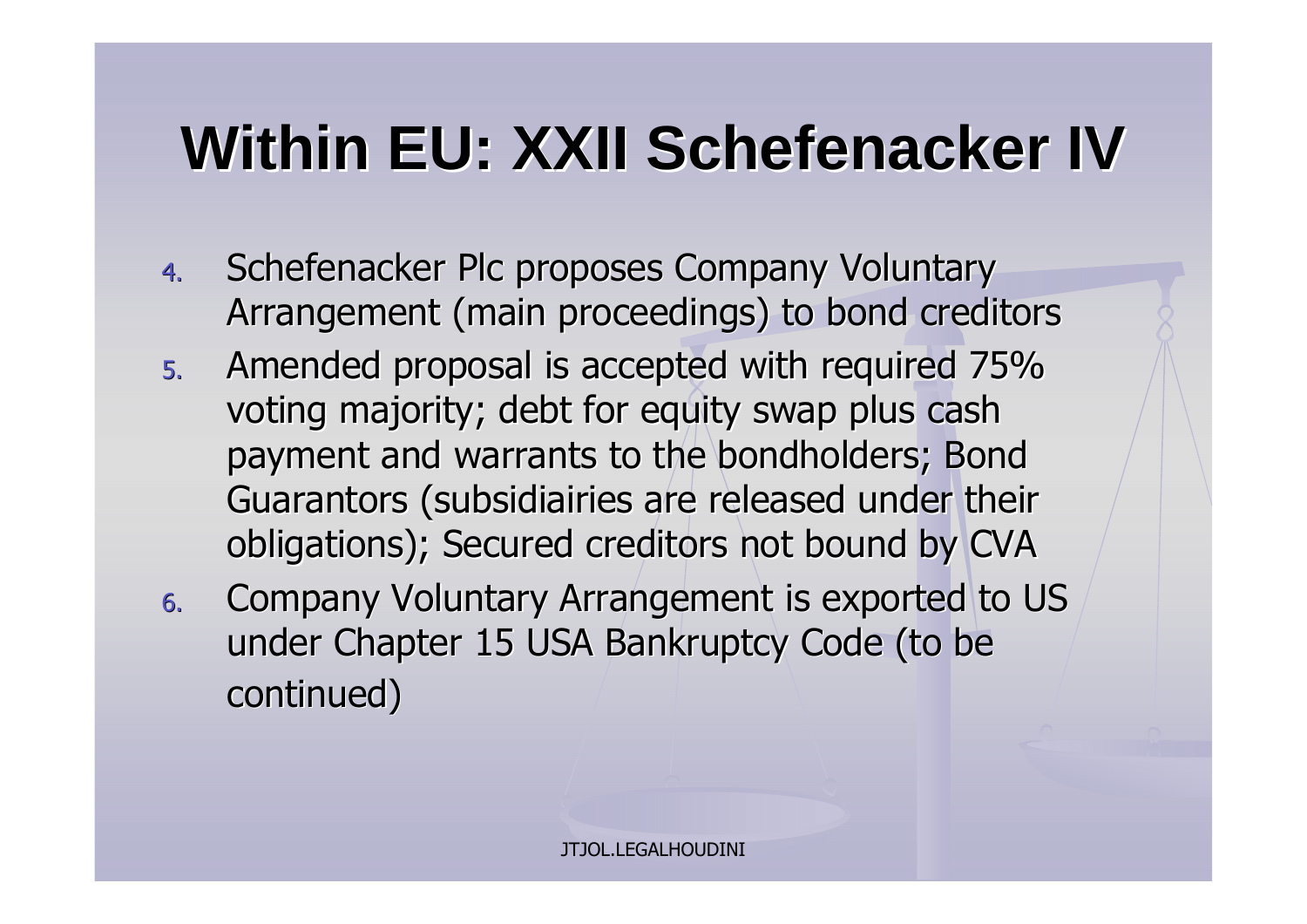# Within EU: XXII Schefenacker IV

4. Schefenacker Plc proposes Company Voluntary Arrangement (main proceedings) to bond creditors
5. Amended proposal is accepted with required 75% voting majority; debt for equity swap plus cash payment and warrants to the bondholders; Bond Guarantors (subsidiairies are released under their obligations); Secured creditors not bound by CVA
6. Company Voluntary Arrangement is exported to US under Chapter 15 USA Bankruptcy Code (to be continued)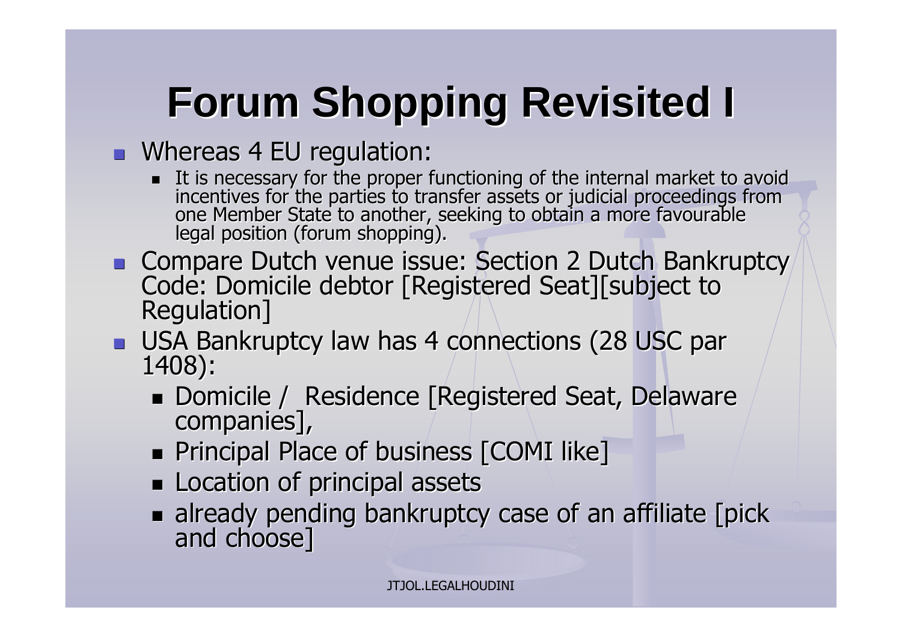# Forum Shopping Revisited I

- Whereas 4 EU regulation:
  - It is necessary for the proper functioning of the internal market to avoid incentives for the parties to transfer assets or judicial proceedings from one Member State to another, seeking to obtain a more favourable legal position (forum shopping).
- Compare Dutch venue issue: Section 2 Dutch Bankruptcy Code: Domicile debtor [Registered Seat][subject to Regulation]
- USA Bankruptcy law has 4 connections (28 USC par 1408):
  - Domicile / Residence [Registered Seat, Delaware companies],
  - Principal Place of business [COMI like]
  - Location of principal assets
  - already pending bankruptcy case of an affiliate [pick and choose]

JTJOL.LEGALHOUDINI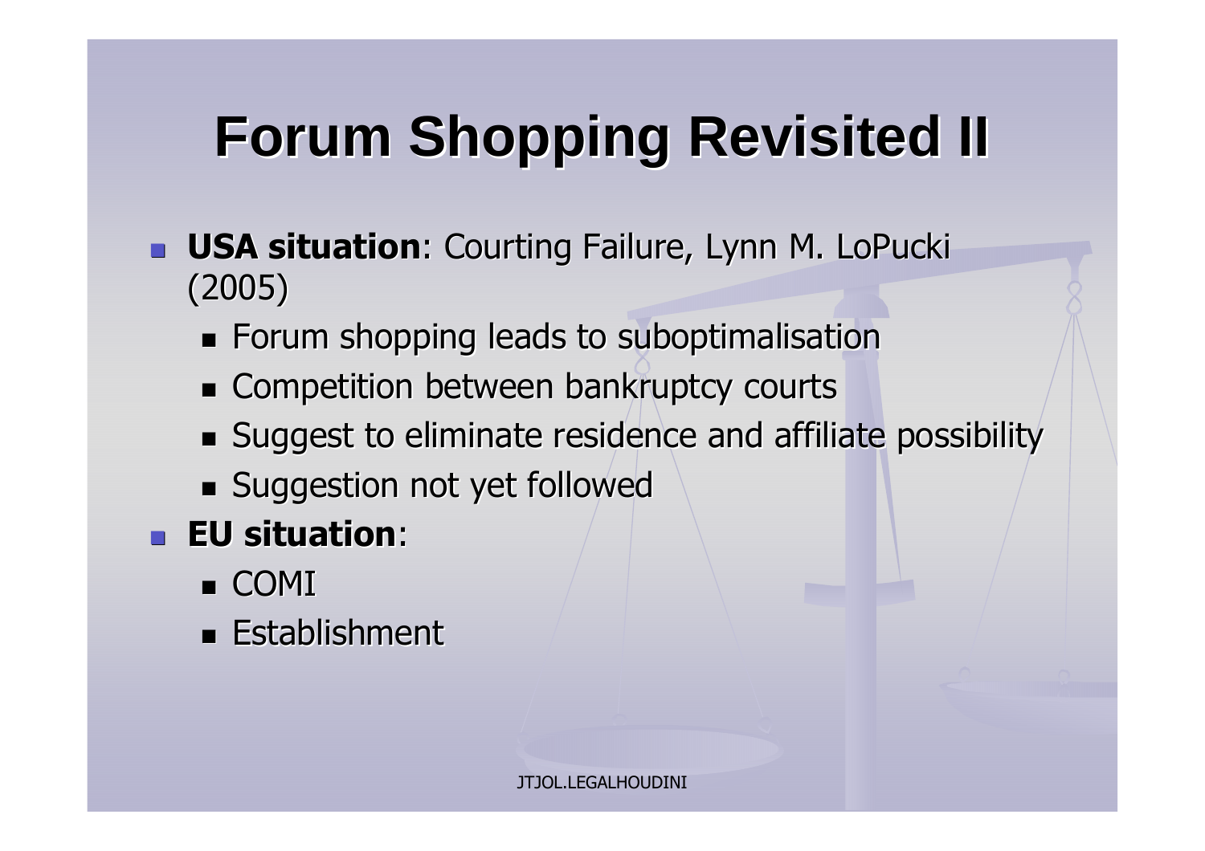# Forum Shopping Revisited II

- **USA situation**: Courting Failure, Lynn M. LoPucki (2005)
  - Forum shopping leads to suboptimalisation
  - Competition between bankruptcy courts
  - Suggest to eliminate residence and affiliate possibility
  - Suggestion not yet followed
- **EU situation**:
  - COMI
  - Establishment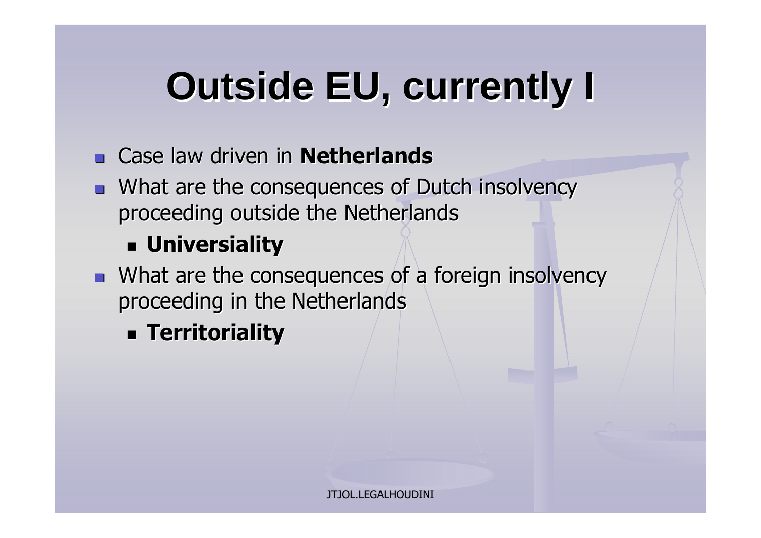# Outside EU, currently I

- Case law driven in **Netherlands**
- What are the consequences of Dutch insolvency proceeding outside the Netherlands
  - **Universiality**
- What are the consequences of a foreign insolvency proceeding in the Netherlands
  - **Territoriality**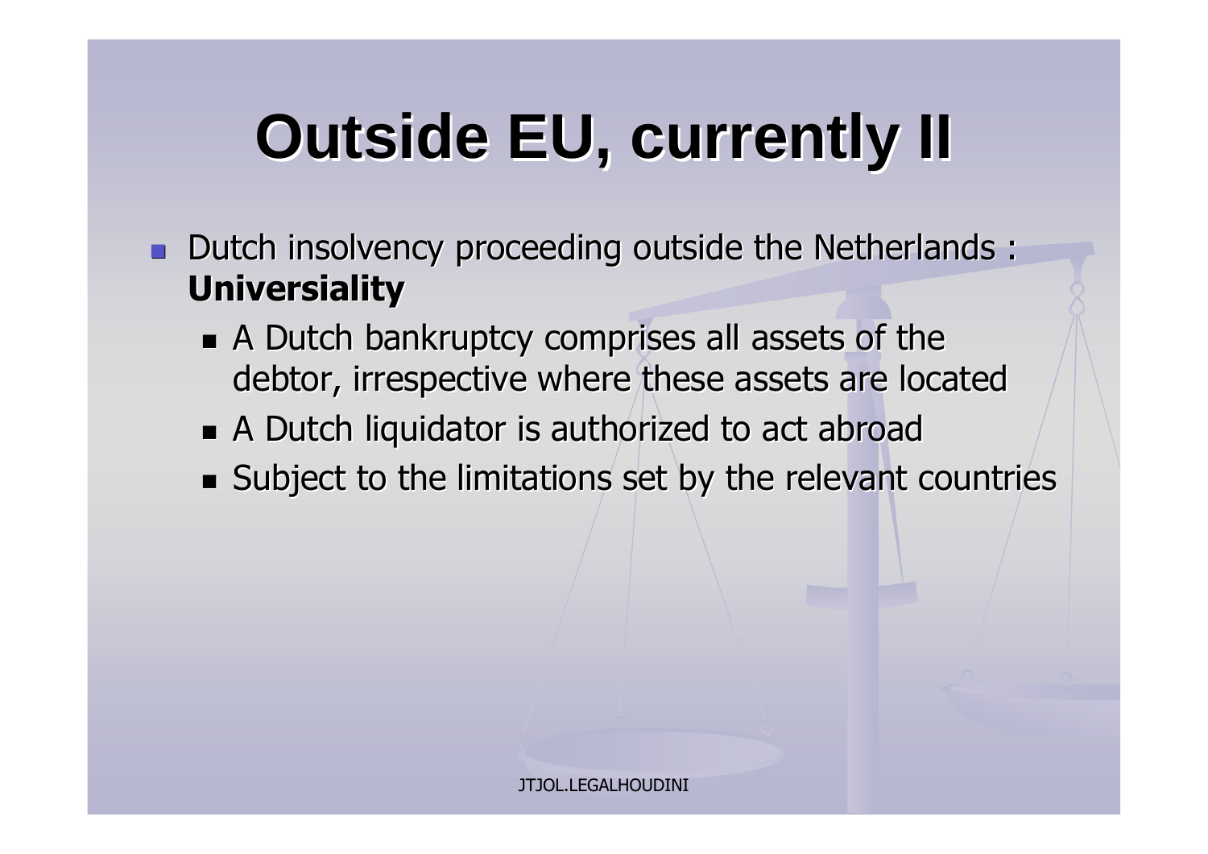# Outside EU, currently II

- Dutch insolvency proceeding outside the Netherlands : **Universiality**
  - A Dutch bankruptcy comprises all assets of the debtor, irrespective where these assets are located
  - A Dutch liquidator is authorized to act abroad
  - Subject to the limitations set by the relevant countries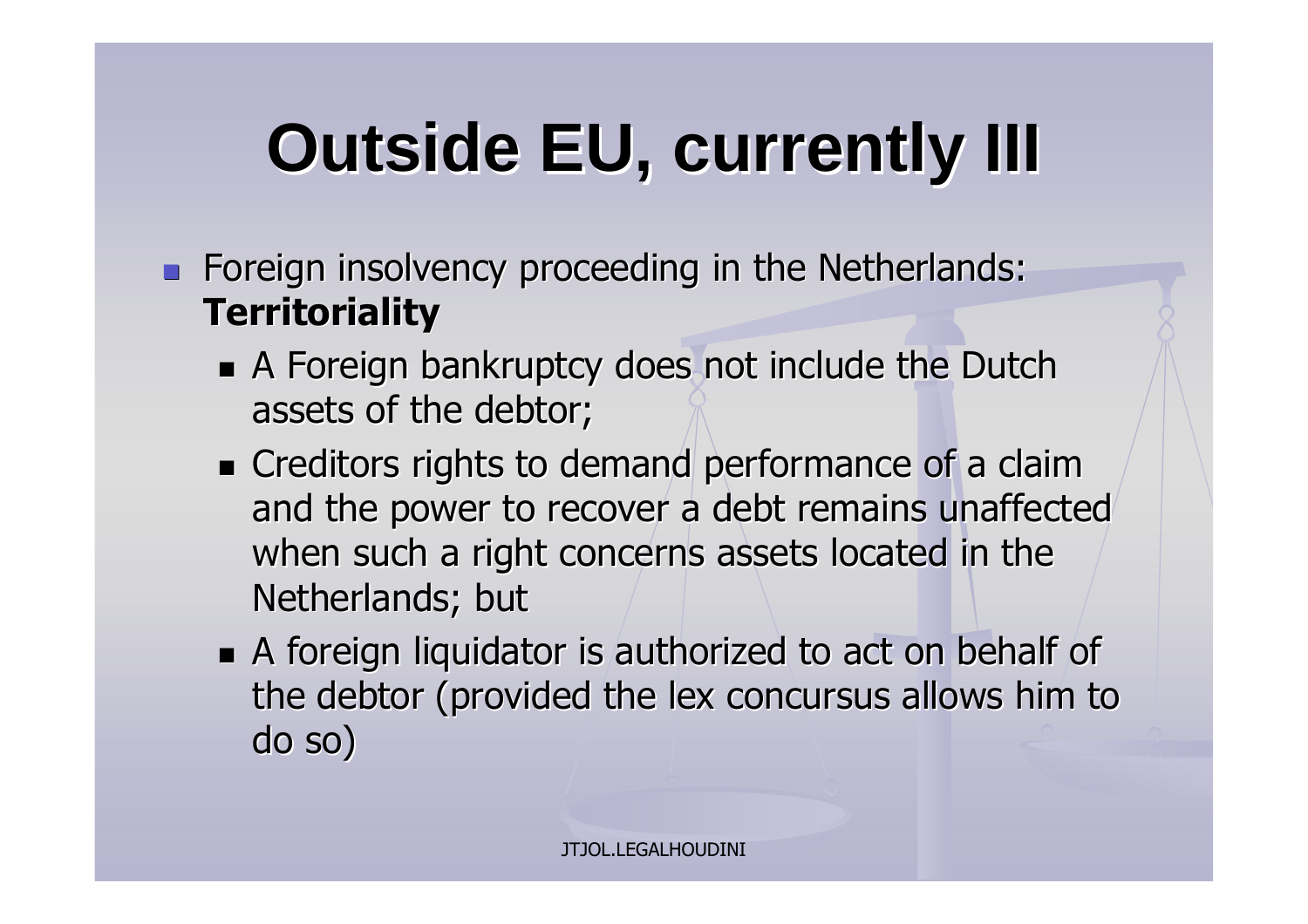# Outside EU, currently III

- Foreign insolvency proceeding in the Netherlands: **Territoriality**
  - A Foreign bankruptcy does not include the Dutch assets of the debtor;
  - Creditors rights to demand performance of a claim and the power to recover a debt remains unaffected when such a right concerns assets located in the Netherlands; but
  - A foreign liquidator is authorized to act on behalf of the debtor (provided the lex concursus allows him to do so)

JTJOL.LEGALHOUDINI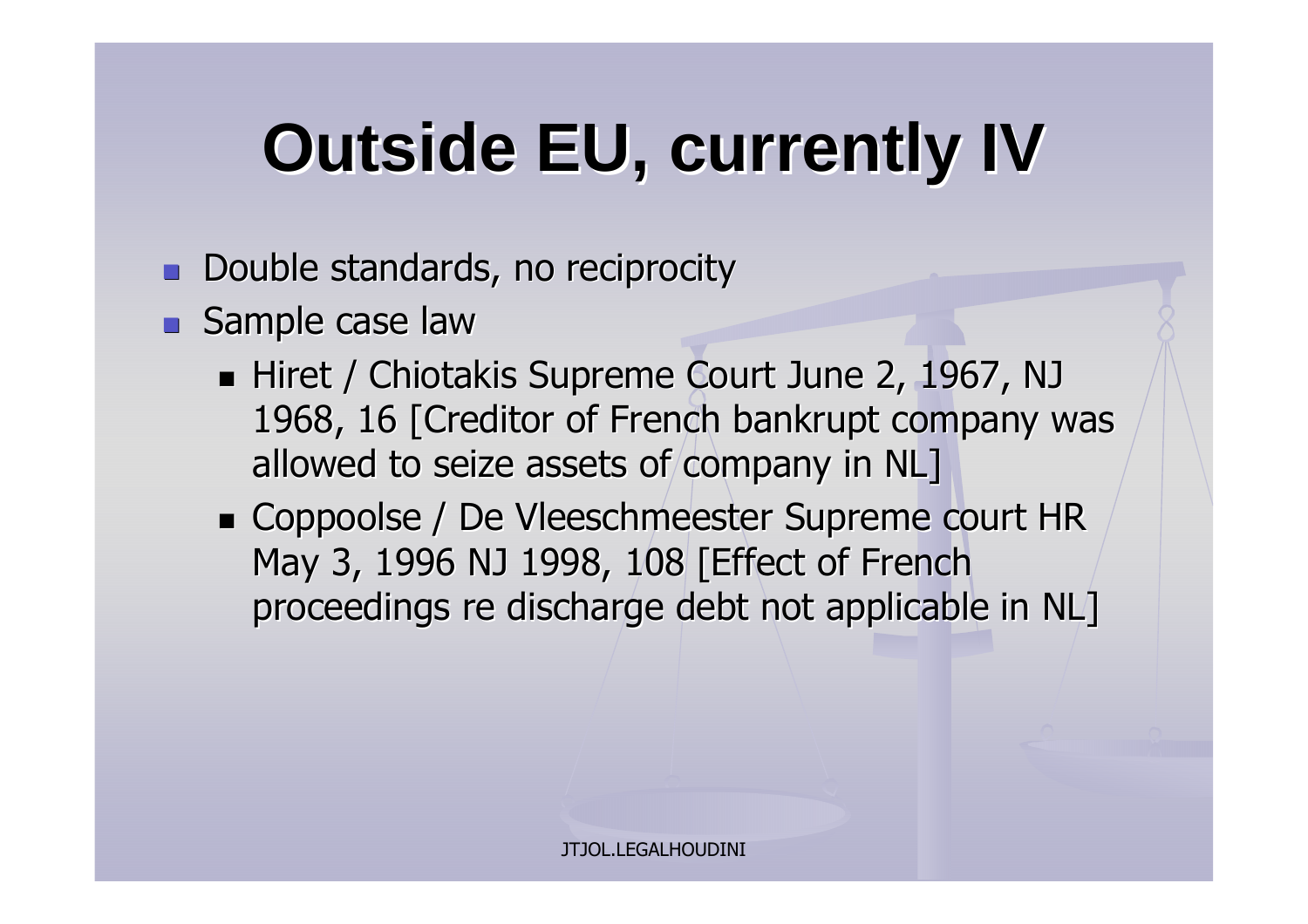# Outside EU, currently IV

- Double standards, no reciprocity
- Sample case law
  - Hiret / Chiotakis Supreme Court June 2, 1967, NJ 1968, 16 [Creditor of French bankrupt company was allowed to seize assets of company in NL]
  - Coppoolse / De Vleeschmeester Supreme court HR May 3, 1996 NJ 1998, 108 [Effect of French proceedings re discharge debt not applicable in NL]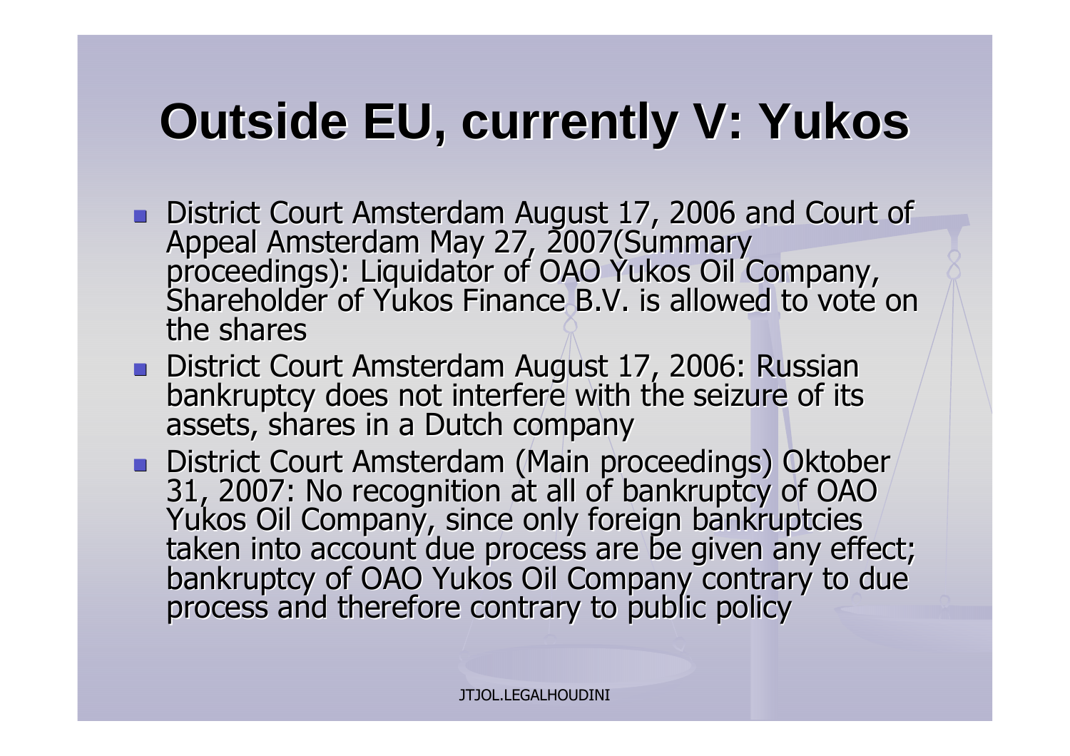# Outside EU, currently V: Yukos

- District Court Amsterdam August 17, 2006 and Court of Appeal Amsterdam May 27, 2007(Summary proceedings): Liquidator of OAO Yukos Oil Company, Shareholder of Yukos Finance B.V. is allowed to vote on the shares
- District Court Amsterdam August 17, 2006: Russian bankruptcy does not interfere with the seizure of its assets, shares in a Dutch company
- District Court Amsterdam (Main proceedings) Oktober 31, 2007: No recognition at all of bankruptcy of OAO Yukos Oil Company, since only foreign bankruptcies taken into account due process are be given any effect; bankruptcy of OAO Yukos Oil Company contrary to due process and therefore contrary to public policy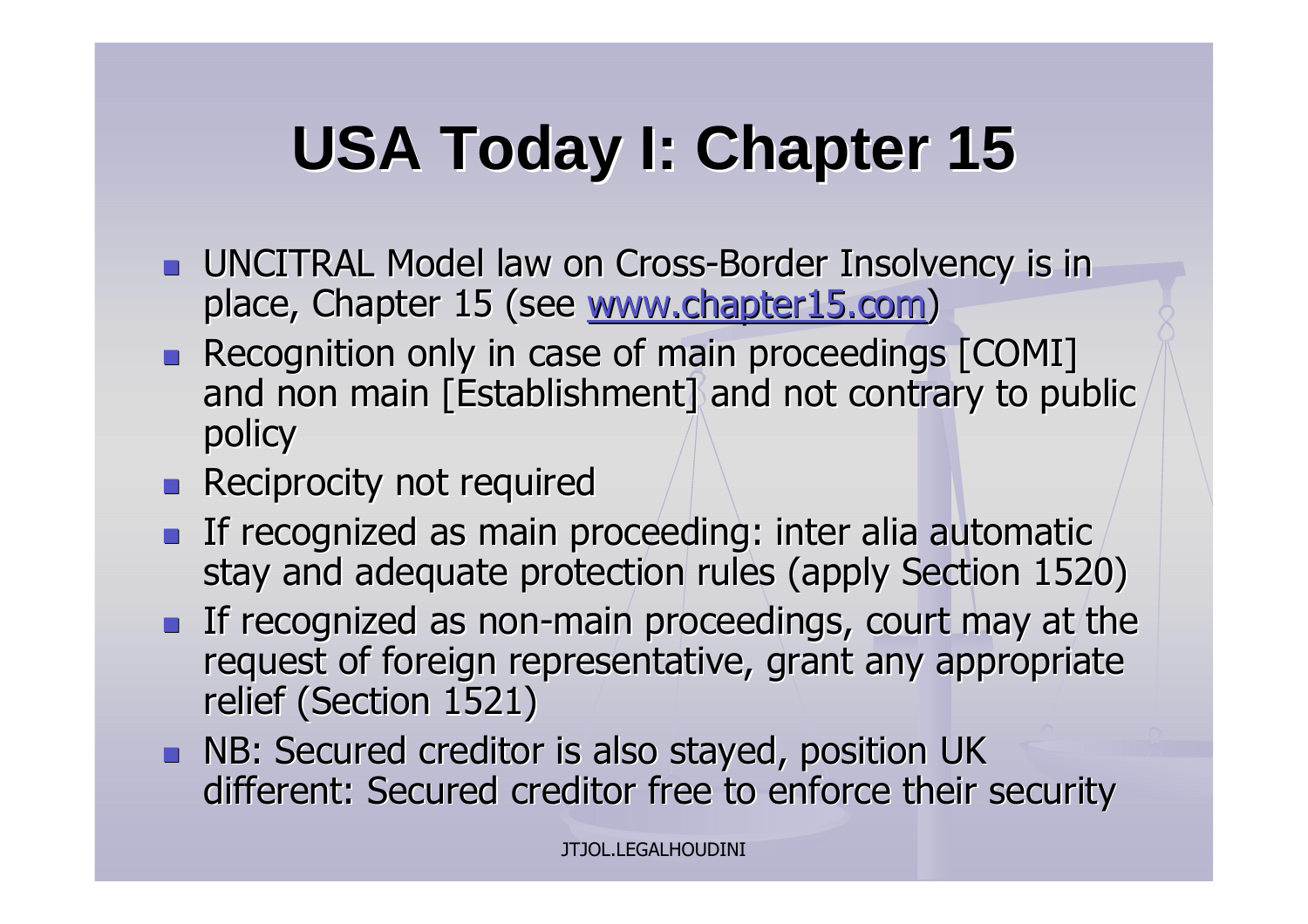# USA Today I: Chapter 15

- UNCITRAL Model law on Cross-Border Insolvency is in place, Chapter 15 (see [www.chapter15.com](http://www.chapter15.com))
- Recognition only in case of main proceedings [COMI] and non main [Establishment] and not contrary to public policy
- Reciprocity not required
- If recognized as main proceeding: inter alia automatic stay and adequate protection rules (apply Section 1520)
- If recognized as non-main proceedings, court may at the request of foreign representative, grant any appropriate relief (Section 1521)
- NB: Secured creditor is also stayed, position UK different: Secured creditor free to enforce their security

JTJOL.LEGALHOUDINI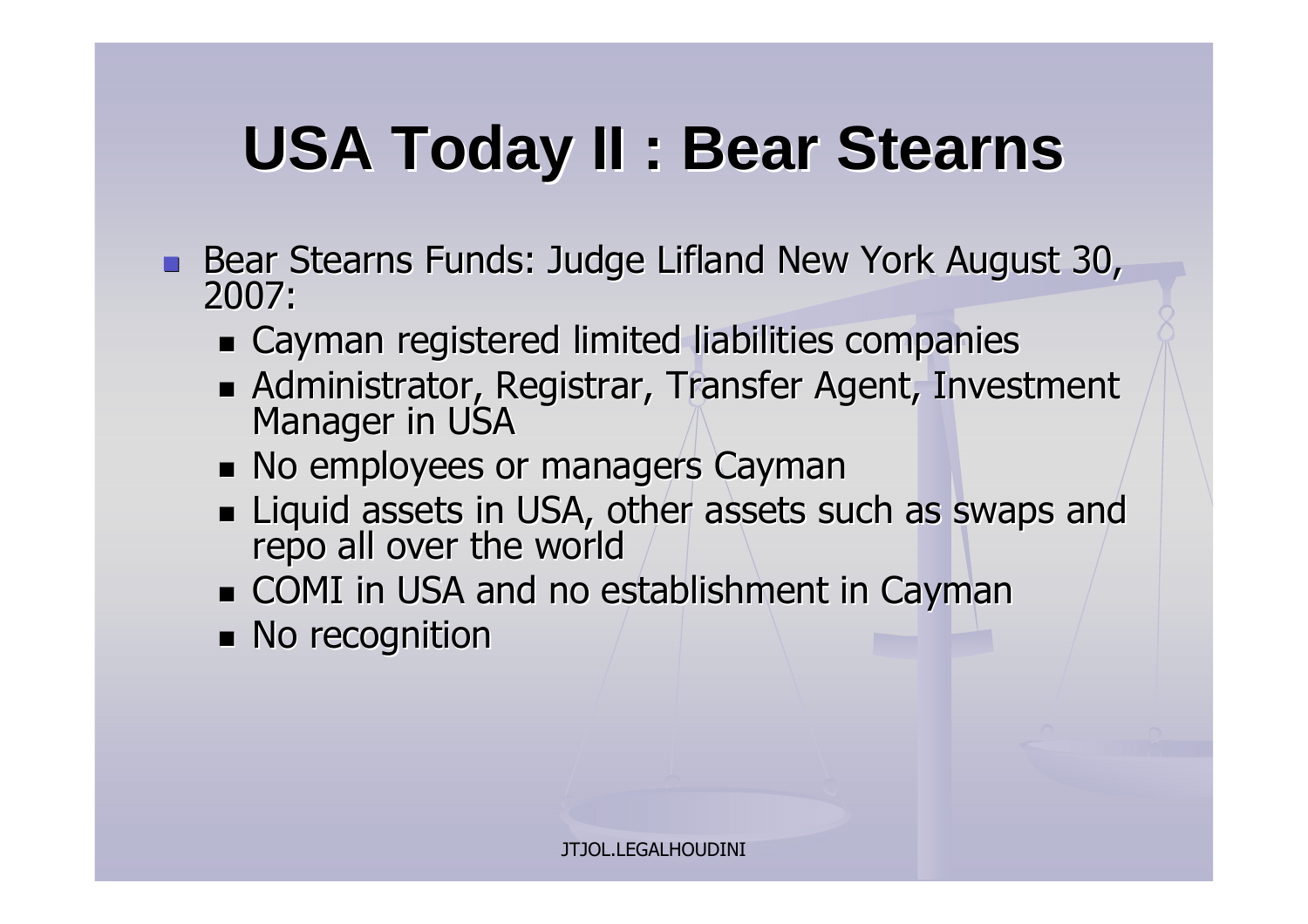# USA Today II : Bear Stearns

- Bear Stearns Funds: Judge Lifland New York August 30, 2007:
  - Cayman registered limited liabilities companies
  - Administrator, Registrar, Transfer Agent, Investment Manager in USA
  - No employees or managers Cayman
  - Liquid assets in USA, other assets such as swaps and repo all over the world
  - COMI in USA and no establishment in Cayman
  - No recognition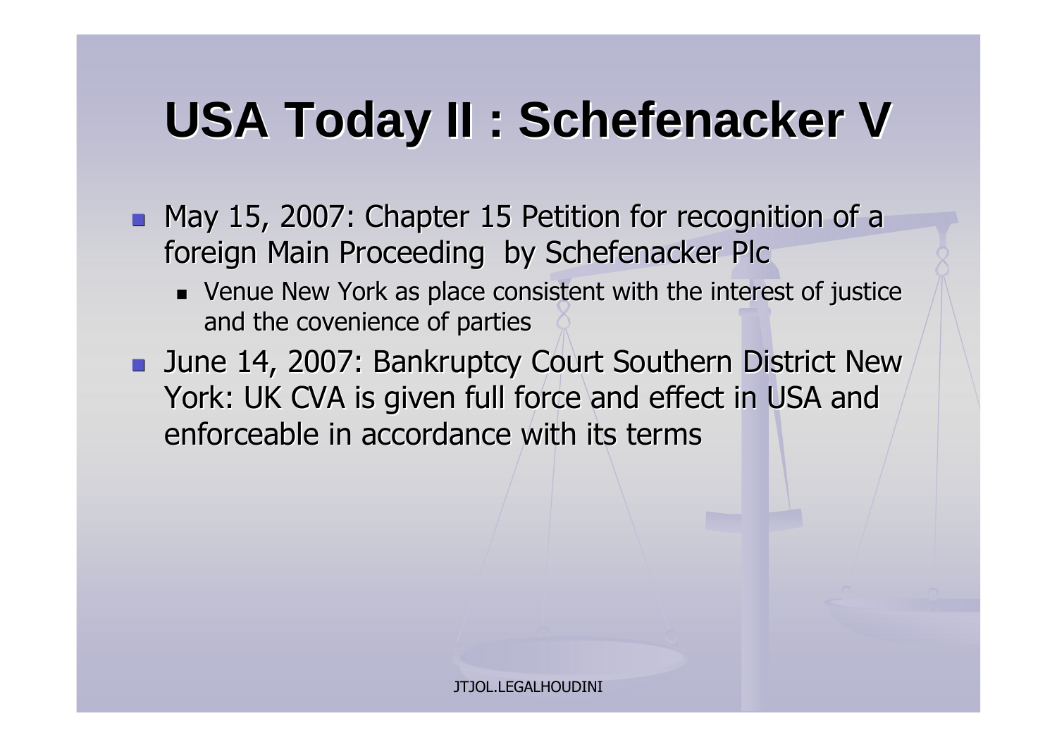# USA Today II : Schefenacker V

- May 15, 2007: Chapter 15 Petition for recognition of a foreign Main Proceeding by Schefenacker Plc
  - Venue New York as place consistent with the interest of justice and the covenience of parties
- June 14, 2007: Bankruptcy Court Southern District New York: UK CVA is given full force and effect in USA and enforceable in accordance with its terms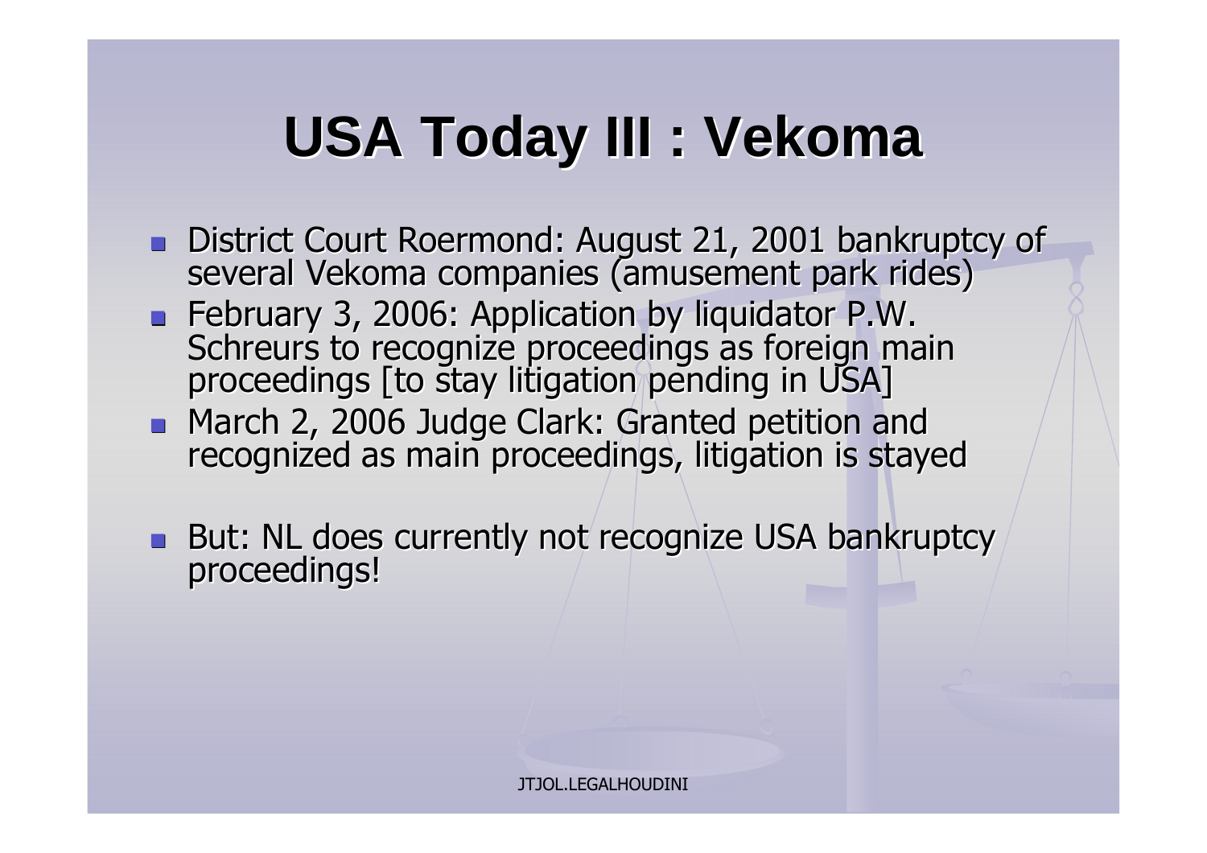# USA Today III : Vekoma

- District Court Roermond: August 21, 2001 bankruptcy of several Vekoma companies (amusement park rides)
- February 3, 2006: Application by liquidator P.W. Schreurs to recognize proceedings as foreign main proceedings [to stay litigation pending in USA]
- March 2, 2006 Judge Clark: Granted petition and recognized as main proceedings, litigation is stayed
- But: NL does currently not recognize USA bankruptcy proceedings!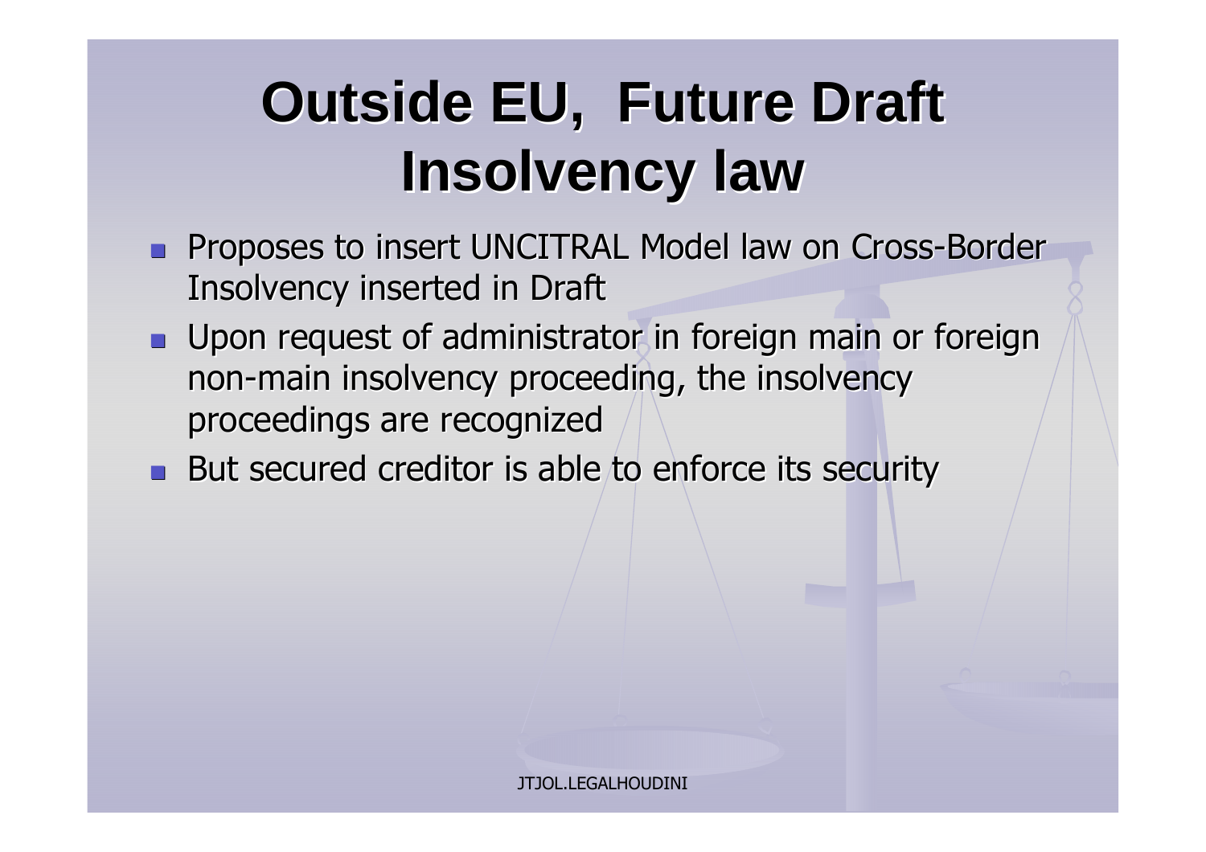# Outside EU, Future Draft Insolvency law

- Proposes to insert UNCITRAL Model law on Cross-Border Insolvency inserted in Draft
- Upon request of administrator in foreign main or foreign non-main insolvency proceeding, the insolvency proceedings are recognized
- But secured creditor is able to enforce its security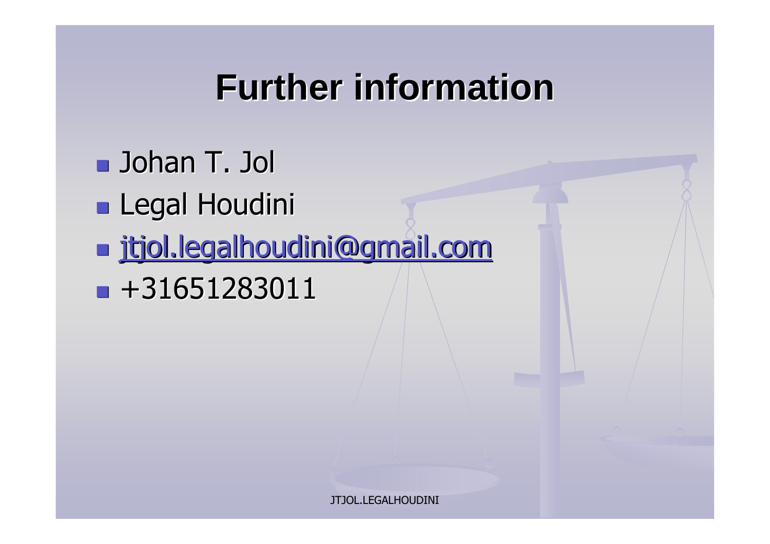# Further information

- Johan T. Jol
- Legal Houdini
- jtjol.legalhoudini@gmail.com
- +31651283011